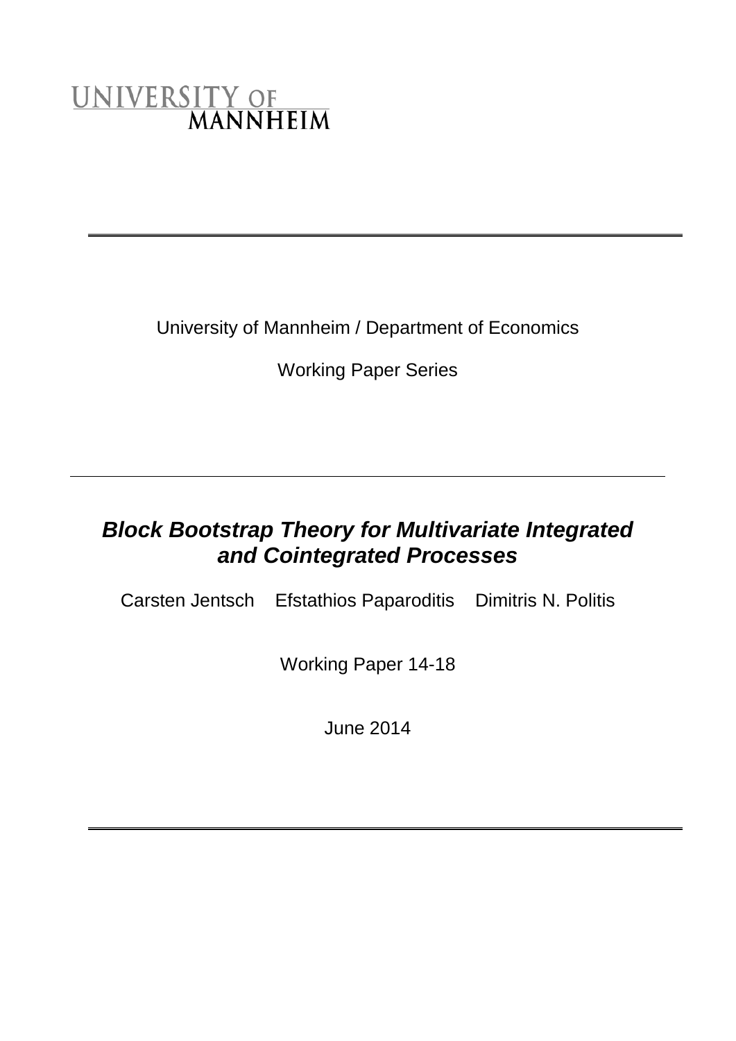UNIVERSITY OF
MANNHEIM

University of Mannheim / Department of Economics

Working Paper Series

# *Block Bootstrap Theory for Multivariate Integrated and Cointegrated Processes*

Carsten Jentsch    Efstathios Paparoditis    Dimitris N. Politis

Working Paper 14-18

June 2014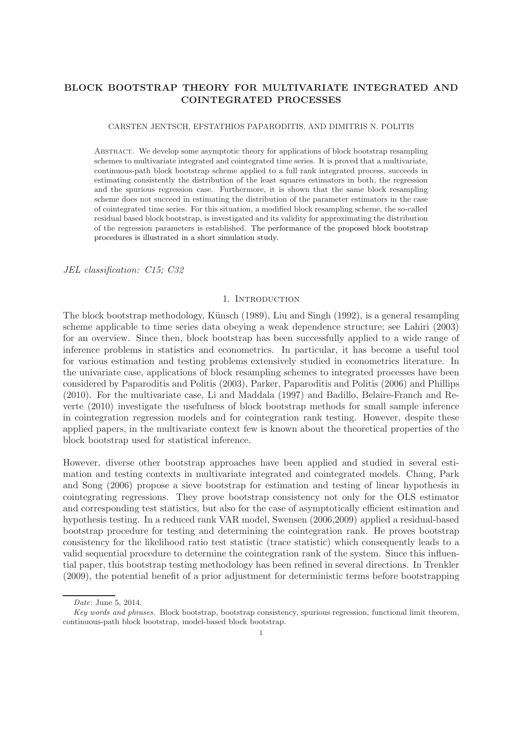# BLOCK BOOTSTRAP THEORY FOR MULTIVARIATE INTEGRATED AND COINTEGRATED PROCESSES

CARSTEN JENTSCH, EFSTATHIOS PAPARODITIS, AND DIMITRIS N. POLITIS

Abstract. We develop some asymptotic theory for applications of block bootstrap resampling schemes to multivariate integrated and cointegrated time series. It is proved that a multivariate, continuous-path block bootstrap scheme applied to a full rank integrated process, succeeds in estimating consistently the distribution of the least squares estimators in both, the regression and the spurious regression case. Furthermore, it is shown that the same block resampling scheme does not succeed in estimating the distribution of the parameter estimators in the case of cointegrated time series. For this situation, a modified block resampling scheme, the so-called residual based block bootstrap, is investigated and its validity for approximating the distribution of the regression parameters is established. The performance of the proposed block bootstrap procedures is illustrated in a short simulation study.

*JEL classification: C15; C32*

## 1. Introduction

The block bootstrap methodology, Künsch (1989), Liu and Singh (1992), is a general resampling scheme applicable to time series data obeying a weak dependence structure; see Lahiri (2003) for an overview. Since then, block bootstrap has been successfully applied to a wide range of inference problems in statistics and econometrics. In particular, it has become a useful tool for various estimation and testing problems extensively studied in econometrics literature. In the univariate case, applications of block resampling schemes to integrated processes have been considered by Paparoditis and Politis (2003), Parker, Paparoditis and Politis (2006) and Phillips (2010). For the multivariate case, Li and Maddala (1997) and Badillo, Belaire-Franch and Reverte (2010) investigate the usefulness of block bootstrap methods for small sample inference in cointegration regression models and for cointegration rank testing. However, despite these applied papers, in the multivariate context few is known about the theoretical properties of the block bootstrap used for statistical inference.

However, diverse other bootstrap approaches have been applied and studied in several estimation and testing contexts in multivariate integrated and cointegrated models. Chang, Park and Song (2006) propose a sieve bootstrap for estimation and testing of linear hypothesis in cointegrating regressions. They prove bootstrap consistency not only for the OLS estimator and corresponding test statistics, but also for the case of asymptotically efficient estimation and hypothesis testing. In a reduced rank VAR model, Swensen (2006,2009) applied a residual-based bootstrap procedure for testing and determining the cointegration rank. He proves bootstrap consistency for the likelihood ratio test statistic (trace statistic) which consequently leads to a valid sequential procedure to determine the cointegration rank of the system. Since this influential paper, this bootstrap testing methodology has been refined in several directions. In Trenkler (2009), the potential benefit of a prior adjustment for deterministic terms before bootstrapping

---

*Date*: June 5, 2014.

*Key words and phrases.* Block bootstrap, bootstrap consistency, spurious regression, functional limit theorem, continuous-path block bootstrap, model-based block bootstrap.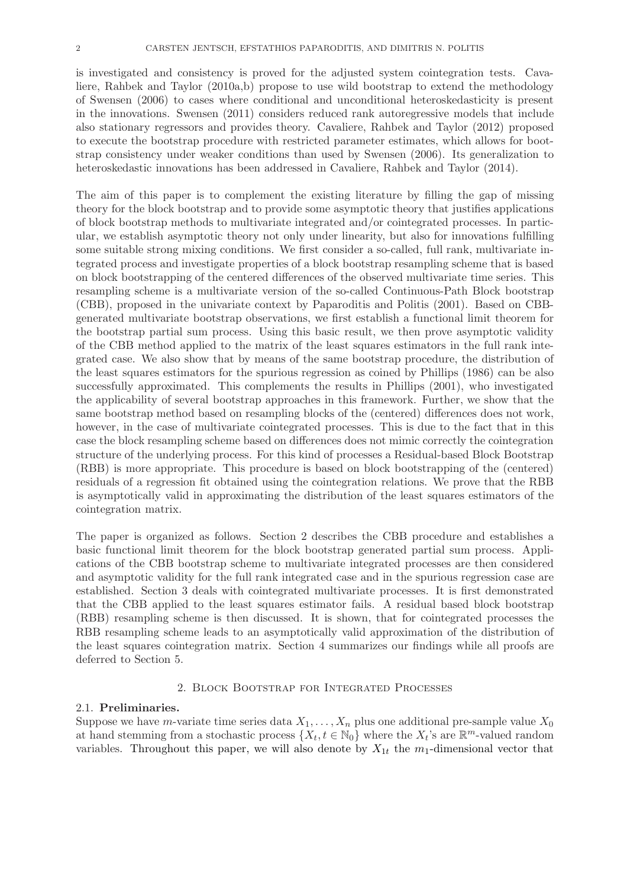is investigated and consistency is proved for the adjusted system cointegration tests. Cavaliere, Rahbek and Taylor (2010a,b) propose to use wild bootstrap to extend the methodology of Swensen (2006) to cases where conditional and unconditional heteroskedasticity is present in the innovations. Swensen (2011) considers reduced rank autoregressive models that include also stationary regressors and provides theory. Cavaliere, Rahbek and Taylor (2012) proposed to execute the bootstrap procedure with restricted parameter estimates, which allows for bootstrap consistency under weaker conditions than used by Swensen (2006). Its generalization to heteroskedastic innovations has been addressed in Cavaliere, Rahbek and Taylor (2014).

The aim of this paper is to complement the existing literature by filling the gap of missing theory for the block bootstrap and to provide some asymptotic theory that justifies applications of block bootstrap methods to multivariate integrated and/or cointegrated processes. In particular, we establish asymptotic theory not only under linearity, but also for innovations fulfilling some suitable strong mixing conditions. We first consider a so-called, full rank, multivariate integrated process and investigate properties of a block bootstrap resampling scheme that is based on block bootstrapping of the centered differences of the observed multivariate time series. This resampling scheme is a multivariate version of the so-called Continuous-Path Block bootstrap (CBB), proposed in the univariate context by Paparoditis and Politis (2001). Based on CBB-generated multivariate bootstrap observations, we first establish a functional limit theorem for the bootstrap partial sum process. Using this basic result, we then prove asymptotic validity of the CBB method applied to the matrix of the least squares estimators in the full rank integrated case. We also show that by means of the same bootstrap procedure, the distribution of the least squares estimators for the spurious regression as coined by Phillips (1986) can be also successfully approximated. This complements the results in Phillips (2001), who investigated the applicability of several bootstrap approaches in this framework. Further, we show that the same bootstrap method based on resampling blocks of the (centered) differences does not work, however, in the case of multivariate cointegrated processes. This is due to the fact that in this case the block resampling scheme based on differences does not mimic correctly the cointegration structure of the underlying process. For this kind of processes a Residual-based Block Bootstrap (RBB) is more appropriate. This procedure is based on block bootstrapping of the (centered) residuals of a regression fit obtained using the cointegration relations. We prove that the RBB is asymptotically valid in approximating the distribution of the least squares estimators of the cointegration matrix.

The paper is organized as follows. Section 2 describes the CBB procedure and establishes a basic functional limit theorem for the block bootstrap generated partial sum process. Applications of the CBB bootstrap scheme to multivariate integrated processes are then considered and asymptotic validity for the full rank integrated case and in the spurious regression case are established. Section 3 deals with cointegrated multivariate processes. It is first demonstrated that the CBB applied to the least squares estimator fails. A residual based block bootstrap (RBB) resampling scheme is then discussed. It is shown, that for cointegrated processes the RBB resampling scheme leads to an asymptotically valid approximation of the distribution of the least squares cointegration matrix. Section 4 summarizes our findings while all proofs are deferred to Section 5.

## 2. Block Bootstrap for Integrated Processes

### 2.1. Preliminaries.

Suppose we have $m$-variate time series data $X_1, \ldots, X_n$ plus one additional pre-sample value $X_0$ at hand stemming from a stochastic process $\{X_t, t \in \mathbb{N}_0\}$ where the $X_t$'s are $\mathbb{R}^m$-valued random variables. Throughout this paper, we will also denote by $X_{1t}$ the $m_1$-dimensional vector that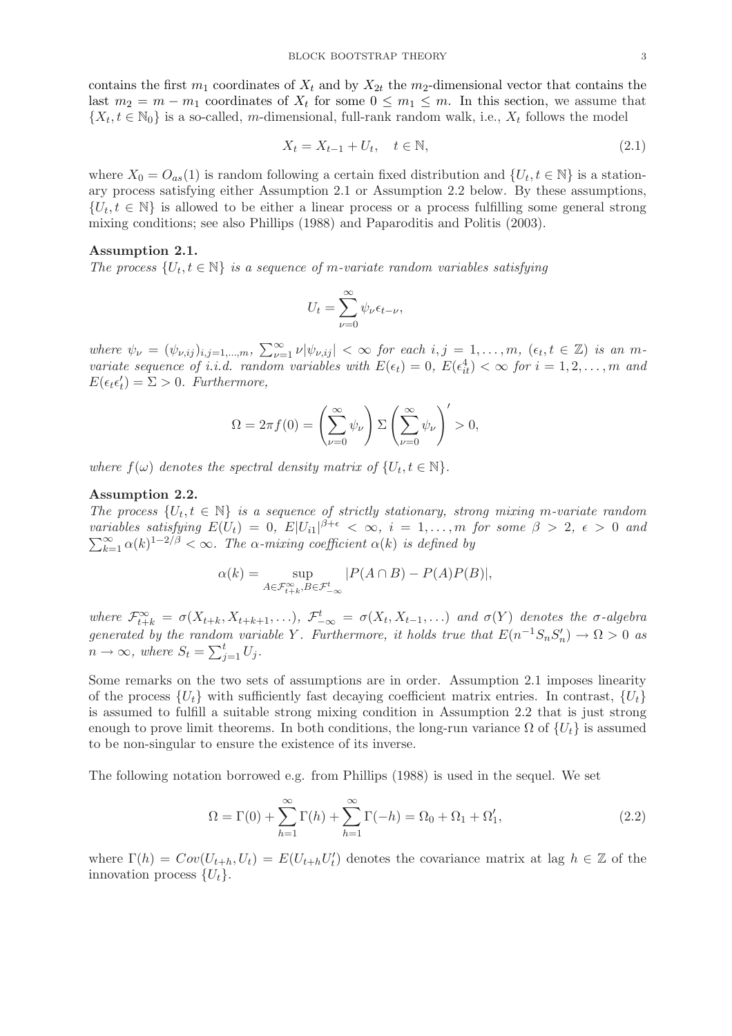contains the first $m_1$ coordinates of $X_t$ and by $X_{2t}$ the $m_2$-dimensional vector that contains the last $m_2 = m - m_1$ coordinates of $X_t$ for some $0 \leq m_1 \leq m$. In this section, we assume that $\{X_t, t \in \mathbb{N}_0\}$ is a so-called, $m$-dimensional, full-rank random walk, i.e., $X_t$ follows the model

$$X_t = X_{t-1} + U_t, \quad t \in \mathbb{N}, \tag{2.1}$$

where $X_0 = O_{as}(1)$ is random following a certain fixed distribution and $\{U_t, t \in \mathbb{N}\}$ is a stationary process satisfying either Assumption 2.1 or Assumption 2.2 below. By these assumptions, $\{U_t, t \in \mathbb{N}\}$ is allowed to be either a linear process or a process fulfilling some general strong mixing conditions; see also Phillips (1988) and Paparoditis and Politis (2003).

**Assumption 2.1.**
*The process $\{U_t, t \in \mathbb{N}\}$ is a sequence of $m$-variate random variables satisfying*

$$U_t = \sum_{\nu=0}^{\infty} \psi_\nu \epsilon_{t-\nu},$$

*where $\psi_\nu = (\psi_{\nu,ij})_{i,j=1,\ldots,m}$, $\sum_{\nu=1}^{\infty} \nu |\psi_{\nu,ij}| < \infty$ for each $i, j = 1, \ldots, m$, $(\epsilon_t, t \in \mathbb{Z})$ is an $m$-variate sequence of i.i.d. random variables with $E(\epsilon_t) = 0$, $E(\epsilon_{it}^4) < \infty$ for $i = 1, 2, \ldots, m$ and $E(\epsilon_t \epsilon_t') = \Sigma > 0$. Furthermore,*

$$\Omega = 2\pi f(0) = \left( \sum_{\nu=0}^{\infty} \psi_\nu \right) \Sigma \left( \sum_{\nu=0}^{\infty} \psi_\nu \right)' > 0,$$

*where $f(\omega)$ denotes the spectral density matrix of $\{U_t, t \in \mathbb{N}\}$.*

**Assumption 2.2.**
*The process $\{U_t, t \in \mathbb{N}\}$ is a sequence of strictly stationary, strong mixing $m$-variate random variables satisfying $E(U_t) = 0$, $E|U_{i1}|^{\beta+\epsilon} < \infty$, $i = 1, \ldots, m$ for some $\beta > 2$, $\epsilon > 0$ and $\sum_{k=1}^{\infty} \alpha(k)^{1-2/\beta} < \infty$. The $\alpha$-mixing coefficient $\alpha(k)$ is defined by*

$$\alpha(k) = \sup_{A \in \mathcal{F}_{t+k}^{\infty}, B \in \mathcal{F}_{-\infty}^{t}} |P(A \cap B) - P(A)P(B)|,$$

*where $\mathcal{F}_{t+k}^{\infty} = \sigma(X_{t+k}, X_{t+k+1}, \ldots)$, $\mathcal{F}_{-\infty}^{t} = \sigma(X_t, X_{t-1}, \ldots)$ and $\sigma(Y)$ denotes the $\sigma$-algebra generated by the random variable $Y$. Furthermore, it holds true that $E(n^{-1} S_n S_n') \to \Omega > 0$ as $n \to \infty$, where $S_t = \sum_{j=1}^{t} U_j$.*

Some remarks on the two sets of assumptions are in order. Assumption 2.1 imposes linearity of the process $\{U_t\}$ with sufficiently fast decaying coefficient matrix entries. In contrast, $\{U_t\}$ is assumed to fulfill a suitable strong mixing condition in Assumption 2.2 that is just strong enough to prove limit theorems. In both conditions, the long-run variance $\Omega$ of $\{U_t\}$ is assumed to be non-singular to ensure the existence of its inverse.

The following notation borrowed e.g. from Phillips (1988) is used in the sequel. We set

$$\Omega = \Gamma(0) + \sum_{h=1}^{\infty} \Gamma(h) + \sum_{h=1}^{\infty} \Gamma(-h) = \Omega_0 + \Omega_1 + \Omega_1', \tag{2.2}$$

where $\Gamma(h) = Cov(U_{t+h}, U_t) = E(U_{t+h} U_t')$ denotes the covariance matrix at lag $h \in \mathbb{Z}$ of the innovation process $\{U_t\}$.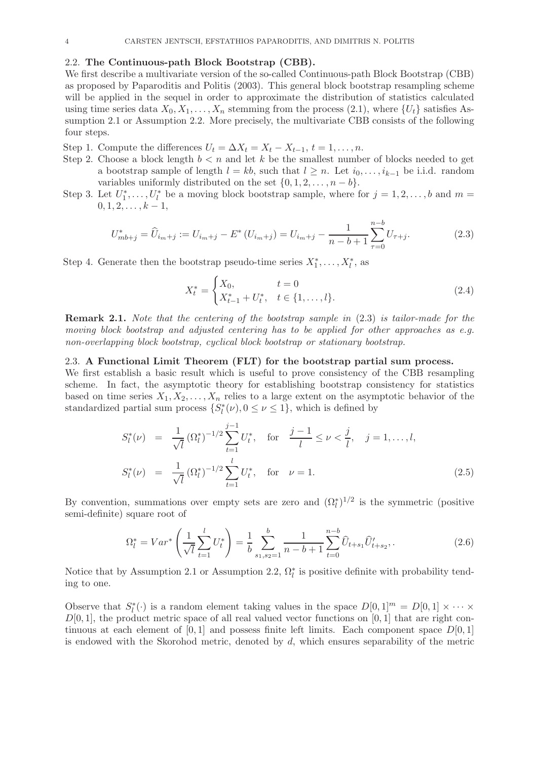### 2.2. Continuous-path Block Bootstrap (CBB).

We first describe a multivariate version of the so-called Continuous-path Block Bootstrap (CBB) as proposed by Paparoditis and Politis (2003). This general block bootstrap resampling scheme will be applied in the sequel in order to approximate the distribution of statistics calculated using time series data $X_0, X_1, \ldots, X_n$ stemming from the process (2.1), where $\{U_t\}$ satisfies Assumption 2.1 or Assumption 2.2. More precisely, the multivariate CBB consists of the following four steps.

Step 1. Compute the differences $U_t = \Delta X_t = X_t - X_{t-1}$, $t = 1, \ldots, n$.

Step 2. Choose a block length $b < n$ and let $k$ be the smallest number of blocks needed to get a bootstrap sample of length $l = kb$, such that $l \geq n$. Let $i_0, \ldots, i_{k-1}$ be i.i.d. random variables uniformly distributed on the set $\{0, 1, 2, \ldots, n-b\}$.

Step 3. Let $U_1^*, \ldots, U_l^*$ be a moving block bootstrap sample, where for $j = 1, 2, \ldots, b$ and $m = 0, 1, 2, \ldots, k-1$,

$$U_{mb+j}^* = \widehat{U}_{i_m+j} := U_{i_m+j} - E^*\left(U_{i_m+j}\right) = U_{i_m+j} - \frac{1}{n-b+1}\sum_{\tau=0}^{n-b} U_{\tau+j}. \tag{2.3}$$

Step 4. Generate then the bootstrap pseudo-time series $X_1^*, \ldots, X_l^*$, as

$$X_t^* = \begin{cases} X_0, & t = 0 \\ X_{t-1}^* + U_t^*, & t \in \{1, \ldots, l\}. \end{cases} \tag{2.4}$$

**Remark 2.1.** *Note that the centering of the bootstrap sample in* (2.3) *is tailor-made for the moving block bootstrap and adjusted centering has to be applied for other approaches as e.g. non-overlapping block bootstrap, cyclical block bootstrap or stationary bootstrap.*

### 2.3. A Functional Limit Theorem (FLT) for the bootstrap partial sum process.

We first establish a basic result which is useful to prove consistency of the CBB resampling scheme. In fact, the asymptotic theory for establishing bootstrap consistency for statistics based on time series $X_1, X_2, \ldots, X_n$ relies to a large extent on the asymptotic behavior of the standardized partial sum process $\{S_l^*(\nu), 0 \leq \nu \leq 1\}$, which is defined by

$$\begin{aligned} S_l^*(\nu) &= \frac{1}{\sqrt{l}}\left(\Omega_l^*\right)^{-1/2}\sum_{t=1}^{j-1} U_t^*, \quad \text{for} \quad \frac{j-1}{l} \leq \nu < \frac{j}{l}, \quad j = 1, \ldots, l, \\ S_l^*(\nu) &= \frac{1}{\sqrt{l}}\left(\Omega_l^*\right)^{-1/2}\sum_{t=1}^{l} U_t^*, \quad \text{for} \quad \nu = 1. \end{aligned} \tag{2.5}$$

By convention, summations over empty sets are zero and $(\Omega_l^*)^{1/2}$ is the symmetric (positive semi-definite) square root of

$$\Omega_l^* = Var^*\left(\frac{1}{\sqrt{l}}\sum_{t=1}^{l} U_t^*\right) = \frac{1}{b}\sum_{s_1, s_2=1}^{b} \frac{1}{n-b+1}\sum_{t=0}^{n-b} \widehat{U}_{t+s_1}\widehat{U}_{t+s_2}',. \tag{2.6}$$

Notice that by Assumption 2.1 or Assumption 2.2, $\Omega_l^*$ is positive definite with probability tending to one.

Observe that $S_l^*(\cdot)$ is a random element taking values in the space $D[0,1]^m = D[0,1] \times \cdots \times D[0,1]$, the product metric space of all real valued vector functions on $[0,1]$ that are right continuous at each element of $[0,1]$ and possess finite left limits. Each component space $D[0,1]$ is endowed with the Skorohod metric, denoted by $d$, which ensures separability of the metric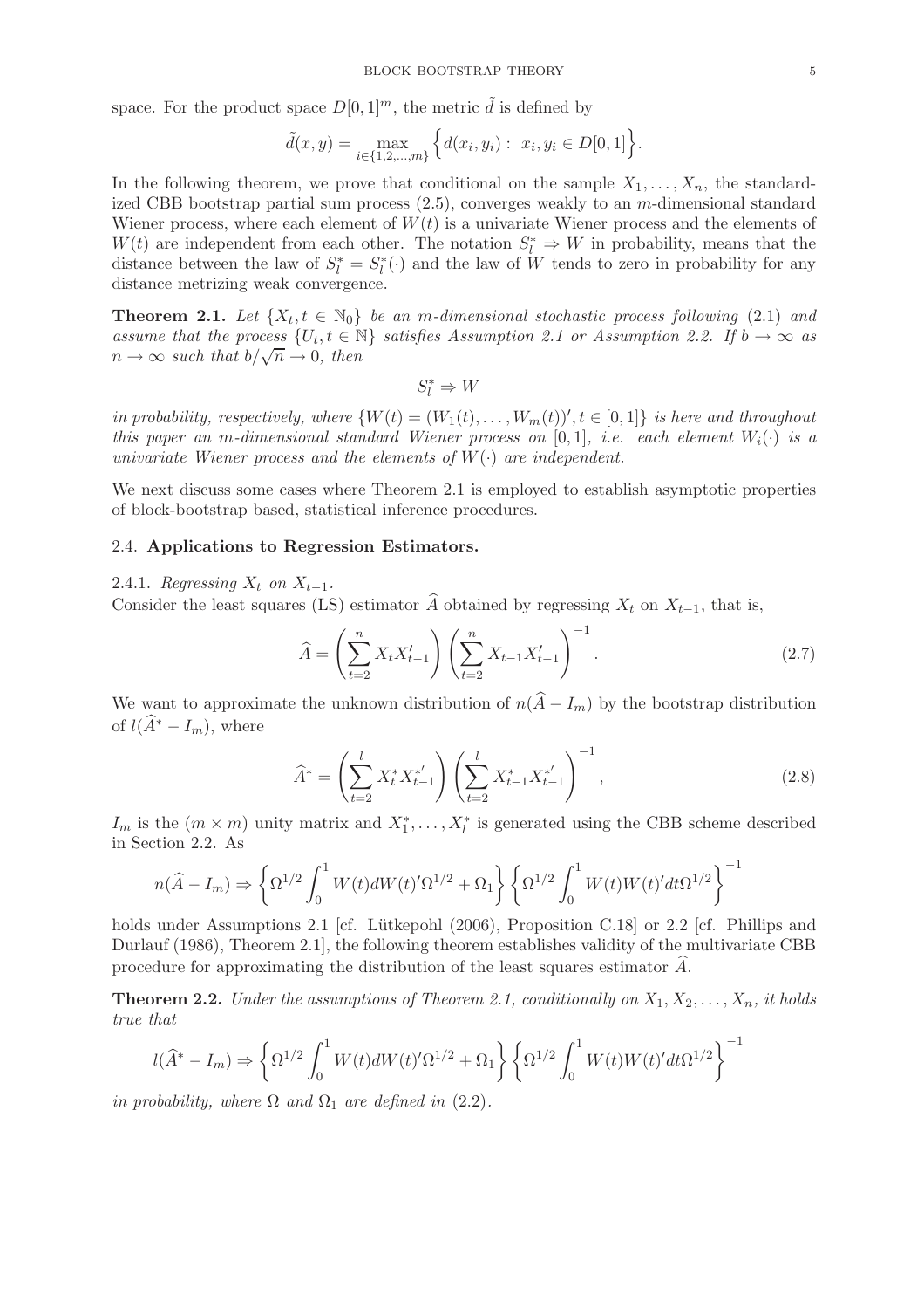space. For the product space $D[0,1]^m$, the metric $\tilde{d}$ is defined by

$$\tilde{d}(x,y) = \max_{i \in \{1,2,\ldots,m\}} \Big\{ d(x_i, y_i) : \; x_i, y_i \in D[0,1] \Big\}.$$

In the following theorem, we prove that conditional on the sample $X_1, \ldots, X_n$, the standardized CBB bootstrap partial sum process (2.5), converges weakly to an $m$-dimensional standard Wiener process, where each element of $W(t)$ is a univariate Wiener process and the elements of $W(t)$ are independent from each other. The notation $S_l^* \Rightarrow W$ in probability, means that the distance between the law of $S_l^* = S_l^*(\cdot)$ and the law of $W$ tends to zero in probability for any distance metrizing weak convergence.

**Theorem 2.1.** *Let $\{X_t, t \in \mathbb{N}_0\}$ be an $m$-dimensional stochastic process following* (2.1) *and assume that the process $\{U_t, t \in \mathbb{N}\}$ satisfies Assumption 2.1 or Assumption 2.2. If $b \to \infty$ as $n \to \infty$ such that $b/\sqrt{n} \to 0$, then*

$$S_l^* \Rightarrow W$$

*in probability, respectively, where $\{W(t) = (W_1(t), \ldots, W_m(t))', t \in [0,1]\}$ is here and throughout this paper an $m$-dimensional standard Wiener process on $[0,1]$, i.e. each element $W_i(\cdot)$ is a univariate Wiener process and the elements of $W(\cdot)$ are independent.*

We next discuss some cases where Theorem 2.1 is employed to establish asymptotic properties of block-bootstrap based, statistical inference procedures.

### 2.4. **Applications to Regression Estimators.**

2.4.1. *Regressing $X_t$ on $X_{t-1}$.*

Consider the least squares (LS) estimator $\widehat{A}$ obtained by regressing $X_t$ on $X_{t-1}$, that is,

$$\widehat{A} = \left( \sum_{t=2}^{n} X_t X_{t-1}' \right) \left( \sum_{t=2}^{n} X_{t-1} X_{t-1}' \right)^{-1}. \tag{2.7}$$

We want to approximate the unknown distribution of $n(\widehat{A} - I_m)$ by the bootstrap distribution of $l(\widehat{A}^* - I_m)$, where

$$\widehat{A}^* = \left( \sum_{t=2}^{l} X_t^* X_{t-1}^{*'} \right) \left( \sum_{t=2}^{l} X_{t-1}^* X_{t-1}^{*'} \right)^{-1}, \tag{2.8}$$

$I_m$ is the $(m \times m)$ unity matrix and $X_1^*, \ldots, X_l^*$ is generated using the CBB scheme described in Section 2.2. As

$$n(\widehat{A} - I_m) \Rightarrow \left\{ \Omega^{1/2} \int_0^1 W(t) dW(t)' \Omega^{1/2} + \Omega_1 \right\} \left\{ \Omega^{1/2} \int_0^1 W(t) W(t)' dt \Omega^{1/2} \right\}^{-1}$$

holds under Assumptions 2.1 [cf. Lütkepohl (2006), Proposition C.18] or 2.2 [cf. Phillips and Durlauf (1986), Theorem 2.1], the following theorem establishes validity of the multivariate CBB procedure for approximating the distribution of the least squares estimator $\widehat{A}$.

**Theorem 2.2.** *Under the assumptions of Theorem 2.1, conditionally on $X_1, X_2, \ldots, X_n$, it holds true that*

$$l(\widehat{A}^* - I_m) \Rightarrow \left\{ \Omega^{1/2} \int_0^1 W(t) dW(t)' \Omega^{1/2} + \Omega_1 \right\} \left\{ \Omega^{1/2} \int_0^1 W(t) W(t)' dt \Omega^{1/2} \right\}^{-1}$$

*in probability, where $\Omega$ and $\Omega_1$ are defined in* (2.2).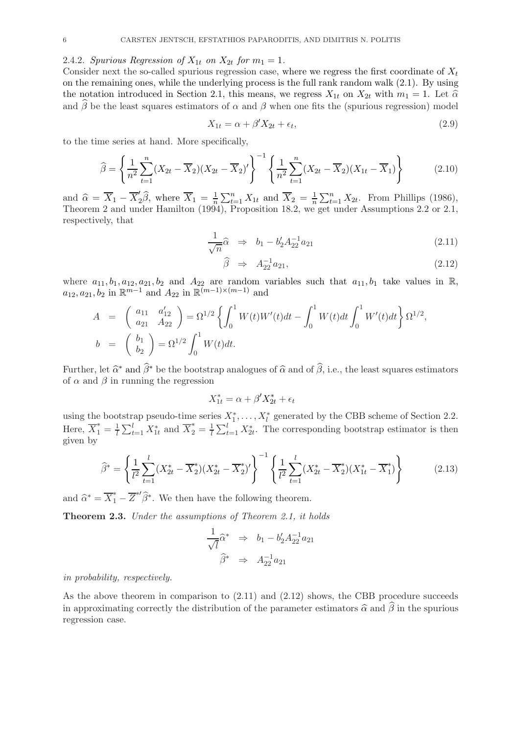### 2.4.2. *Spurious Regression of $X_{1t}$ on $X_{2t}$ for $m_1 = 1$.*

Consider next the so-called spurious regression case, where we regress the first coordinate of $X_t$ on the remaining ones, while the underlying process is the full rank random walk (2.1). By using the notation introduced in Section 2.1, this means, we regress $X_{1t}$ on $X_{2t}$ with $m_1 = 1$. Let $\widehat{\alpha}$ and $\widehat{\beta}$ be the least squares estimators of $\alpha$ and $\beta$ when one fits the (spurious regression) model

$$X_{1t} = \alpha + \beta' X_{2t} + \epsilon_t, \tag{2.9}$$

to the time series at hand. More specifically,

$$\widehat{\beta} = \left\{ \frac{1}{n^2} \sum_{t=1}^{n} (X_{2t} - \overline{X}_2)(X_{2t} - \overline{X}_2)' \right\}^{-1} \left\{ \frac{1}{n^2} \sum_{t=1}^{n} (X_{2t} - \overline{X}_2)(X_{1t} - \overline{X}_1) \right\} \tag{2.10}$$

and $\widehat{\alpha} = \overline{X}_1 - \overline{X}_2'\widehat{\beta}$, where $\overline{X}_1 = \frac{1}{n}\sum_{t=1}^{n} X_{1t}$ and $\overline{X}_2 = \frac{1}{n}\sum_{t=1}^{n} X_{2t}$. From Phillips (1986), Theorem 2 and under Hamilton (1994), Proposition 18.2, we get under Assumptions 2.2 or 2.1, respectively, that

$$\frac{1}{\sqrt{n}}\widehat{\alpha} \;\Rightarrow\; b_1 - b_2' A_{22}^{-1} a_{21} \tag{2.11}$$

$$\widehat{\beta} \;\Rightarrow\; A_{22}^{-1} a_{21}, \tag{2.12}$$

where $a_{11}, b_1, a_{12}, a_{21}, b_2$ and $A_{22}$ are random variables such that $a_{11}, b_1$ take values in $\mathbb{R}$, $a_{12}, a_{21}, b_2$ in $\mathbb{R}^{m-1}$ and $A_{22}$ in $\mathbb{R}^{(m-1)\times(m-1)}$ and

$$A = \begin{pmatrix} a_{11} & a_{12}' \\ a_{21} & A_{22} \end{pmatrix} = \Omega^{1/2} \left\{ \int_0^1 W(t)W'(t)dt - \int_0^1 W(t)dt \int_0^1 W'(t)dt \right\} \Omega^{1/2},$$

$$b = \begin{pmatrix} b_1 \\ b_2 \end{pmatrix} = \Omega^{1/2} \int_0^1 W(t)dt.$$

Further, let $\widehat{\alpha}^*$ and $\widehat{\beta}^*$ be the bootstrap analogues of $\widehat{\alpha}$ and of $\widehat{\beta}$, i.e., the least squares estimators of $\alpha$ and $\beta$ in running the regression

$$X_{1t}^* = \alpha + \beta' X_{2t}^* + \epsilon_t$$

using the bootstrap pseudo-time series $X_1^*, \ldots, X_l^*$ generated by the CBB scheme of Section 2.2. Here, $\overline{X}_1^* = \frac{1}{l}\sum_{t=1}^{l} X_{1t}^*$ and $\overline{X}_2^* = \frac{1}{l}\sum_{t=1}^{l} X_{2t}^*$. The corresponding bootstrap estimator is then given by

$$\widehat{\beta}^* = \left\{ \frac{1}{l^2} \sum_{t=1}^{l} (X_{2t}^* - \overline{X}_2^*)(X_{2t}^* - \overline{X}_2^*)' \right\}^{-1} \left\{ \frac{1}{l^2} \sum_{t=1}^{l} (X_{2t}^* - \overline{X}_2^*)(X_{1t}^* - \overline{X}_1^*) \right\} \tag{2.13}$$

and $\widehat{\alpha}^* = \overline{X}_1^* - \overline{Z}^{*\prime}\widehat{\beta}^*$. We then have the following theorem.

**Theorem 2.3.** *Under the assumptions of Theorem 2.1, it holds*

$$\frac{1}{\sqrt{l}}\widehat{\alpha}^* \;\Rightarrow\; b_1 - b_2' A_{22}^{-1} a_{21}$$

$$\widehat{\beta}^* \;\Rightarrow\; A_{22}^{-1} a_{21}$$

*in probability, respectively.*

As the above theorem in comparison to (2.11) and (2.12) shows, the CBB procedure succeeds in approximating correctly the distribution of the parameter estimators $\widehat{\alpha}$ and $\widehat{\beta}$ in the spurious regression case.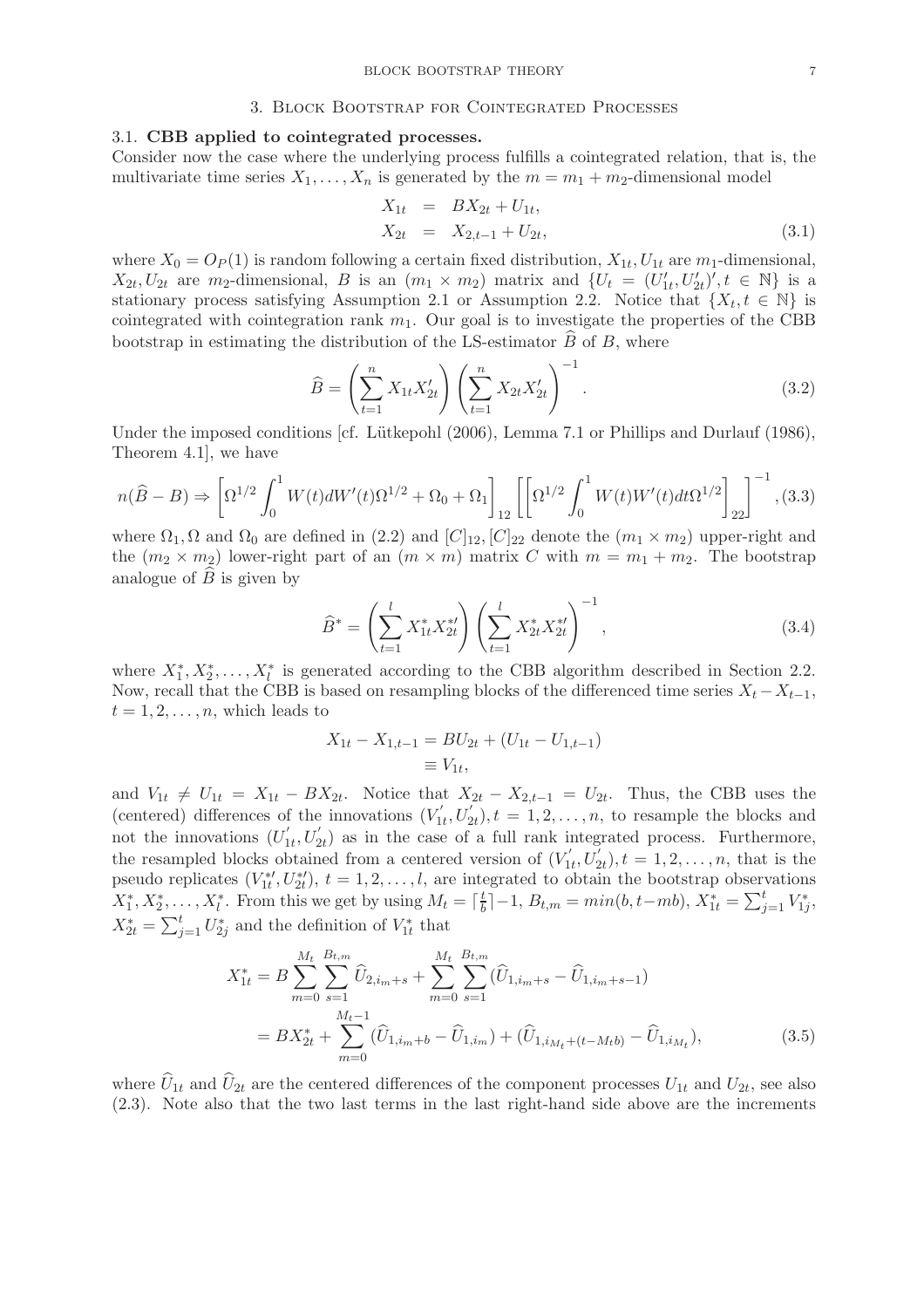## 3. Block Bootstrap for Cointegrated Processes

### 3.1. CBB applied to cointegrated processes.

Consider now the case where the underlying process fulfills a cointegrated relation, that is, the multivariate time series $X_1, \ldots, X_n$ is generated by the $m = m_1 + m_2$-dimensional model

$$
\begin{aligned}
X_{1t} &= BX_{2t} + U_{1t}, \\
X_{2t} &= X_{2,t-1} + U_{2t},
\end{aligned}
\tag{3.1}
$$

where $X_0 = O_P(1)$ is random following a certain fixed distribution, $X_{1t}, U_{1t}$ are $m_1$-dimensional, $X_{2t}, U_{2t}$ are $m_2$-dimensional, $B$ is an $(m_1 \times m_2)$ matrix and $\{U_t = (U_{1t}', U_{2t}')', t \in \mathbb{N}\}$ is a stationary process satisfying Assumption 2.1 or Assumption 2.2. Notice that $\{X_t, t \in \mathbb{N}\}$ is cointegrated with cointegration rank $m_1$. Our goal is to investigate the properties of the CBB bootstrap in estimating the distribution of the LS-estimator $\widehat{B}$ of $B$, where

$$
\widehat{B} = \left( \sum_{t=1}^{n} X_{1t} X_{2t}' \right) \left( \sum_{t=1}^{n} X_{2t} X_{2t}' \right)^{-1}. \tag{3.2}
$$

Under the imposed conditions [cf. Lütkepohl (2006), Lemma 7.1 or Phillips and Durlauf (1986), Theorem 4.1], we have

$$
n(\widehat{B} - B) \Rightarrow \left[ \Omega^{1/2} \int_0^1 W(t) dW'(t) \Omega^{1/2} + \Omega_0 + \Omega_1 \right]_{12} \left[ \left[ \Omega^{1/2} \int_0^1 W(t) W'(t) dt \Omega^{1/2} \right]_{22} \right]^{-1}, \tag{3.3}
$$

where $\Omega_1, \Omega$ and $\Omega_0$ are defined in (2.2) and $[C]_{12}, [C]_{22}$ denote the $(m_1 \times m_2)$ upper-right and the $(m_2 \times m_2)$ lower-right part of an $(m \times m)$ matrix $C$ with $m = m_1 + m_2$. The bootstrap analogue of $\widehat{B}$ is given by

$$
\widehat{B}^* = \left( \sum_{t=1}^{l} X_{1t}^* X_{2t}^{*\prime} \right) \left( \sum_{t=1}^{l} X_{2t}^* X_{2t}^{*\prime} \right)^{-1}, \tag{3.4}
$$

where $X_1^*, X_2^*, \ldots, X_l^*$ is generated according to the CBB algorithm described in Section 2.2. Now, recall that the CBB is based on resampling blocks of the differenced time series $X_t - X_{t-1}$, $t = 1, 2, \ldots, n$, which leads to

$$
\begin{aligned}
X_{1t} - X_{1,t-1} &= BU_{2t} + (U_{1t} - U_{1,t-1}) \\
&\equiv V_{1t},
\end{aligned}
$$

and $V_{1t} \neq U_{1t} = X_{1t} - BX_{2t}$. Notice that $X_{2t} - X_{2,t-1} = U_{2t}$. Thus, the CBB uses the (centered) differences of the innovations $(V_{1t}', U_{2t}'), t = 1, 2, \ldots, n$, to resample the blocks and not the innovations $(U_{1t}', U_{2t}')$ as in the case of a full rank integrated process. Furthermore, the resampled blocks obtained from a centered version of $(V_{1t}', U_{2t}'), t = 1, 2, \ldots, n$, that is the pseudo replicates $(V_{1t}^{*\prime}, U_{2t}^{*\prime})$, $t = 1, 2, \ldots, l$, are integrated to obtain the bootstrap observations $X_1^*, X_2^*, \ldots, X_l^*$. From this we get by using $M_t = \lceil \frac{t}{b} \rceil - 1$, $B_{t,m} = min(b, t - mb)$, $X_{1t}^* = \sum_{j=1}^{t} V_{1j}^*$, $X_{2t}^* = \sum_{j=1}^{t} U_{2j}^*$ and the definition of $V_{1t}^*$ that

$$
\begin{aligned}
X_{1t}^* &= B \sum_{m=0}^{M_t} \sum_{s=1}^{B_{t,m}} \widehat{U}_{2,i_m+s} + \sum_{m=0}^{M_t} \sum_{s=1}^{B_{t,m}} (\widehat{U}_{1,i_m+s} - \widehat{U}_{1,i_m+s-1}) \\
&= BX_{2t}^* + \sum_{m=0}^{M_t - 1} (\widehat{U}_{1,i_m+b} - \widehat{U}_{1,i_m}) + (\widehat{U}_{1,i_{M_t}+(t-M_t b)} - \widehat{U}_{1,i_{M_t}}),
\end{aligned}
\tag{3.5}
$$

where $\widehat{U}_{1t}$ and $\widehat{U}_{2t}$ are the centered differences of the component processes $U_{1t}$ and $U_{2t}$, see also (2.3). Note also that the two last terms in the last right-hand side above are the increments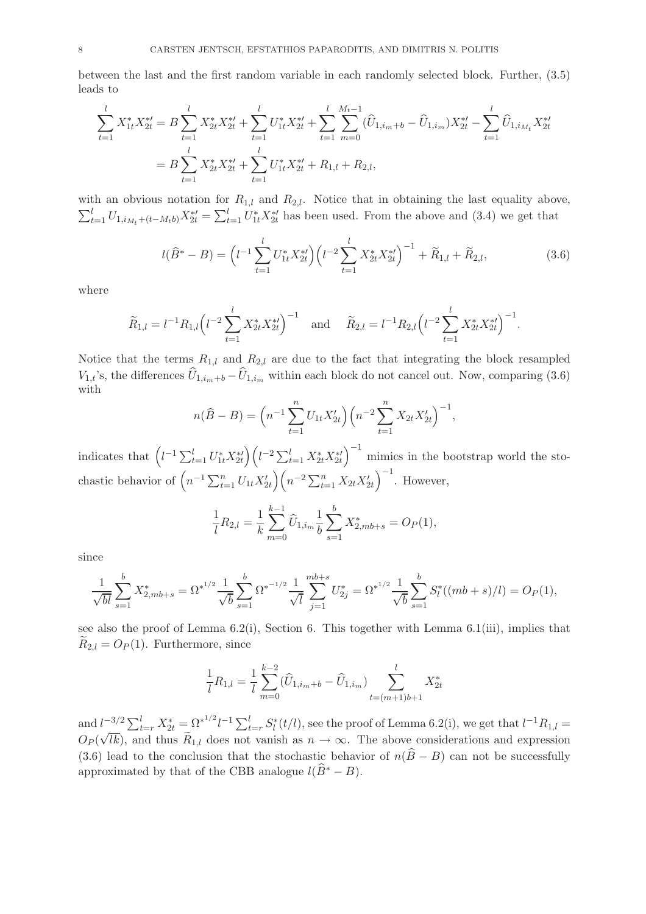between the last and the first random variable in each randomly selected block. Further, (3.5) leads to

$$
\begin{aligned}
\sum_{t=1}^{l} X_{1t}^{*} X_{2t}^{*\prime} &= B \sum_{t=1}^{l} X_{2t}^{*} X_{2t}^{*\prime} + \sum_{t=1}^{l} U_{1t}^{*} X_{2t}^{*\prime} + \sum_{t=1}^{l} \sum_{m=0}^{M_t - 1} (\widehat{U}_{1,i_m+b} - \widehat{U}_{1,i_m}) X_{2t}^{*\prime} - \sum_{t=1}^{l} \widehat{U}_{1,i_{M_t}} X_{2t}^{*\prime} \\
&= B \sum_{t=1}^{l} X_{2t}^{*} X_{2t}^{*\prime} + \sum_{t=1}^{l} U_{1t}^{*} X_{2t}^{*\prime} + R_{1,l} + R_{2,l},
\end{aligned}
$$

with an obvious notation for $R_{1,l}$ and $R_{2,l}$. Notice that in obtaining the last equality above, $\sum_{t=1}^{l} U_{1,i_{M_t}+(t-M_t b)} X_{2t}^{*\prime} = \sum_{t=1}^{l} U_{1t}^{*} X_{2t}^{*\prime}$ has been used. From the above and (3.4) we get that

$$
l(\widehat{B}^{*} - B) = \Big(l^{-1} \sum_{t=1}^{l} U_{1t}^{*} X_{2t}^{*\prime}\Big)\Big(l^{-2} \sum_{t=1}^{l} X_{2t}^{*} X_{2t}^{*\prime}\Big)^{-1} + \widetilde{R}_{1,l} + \widetilde{R}_{2,l}, \tag{3.6}
$$

where

$$
\widetilde{R}_{1,l} = l^{-1} R_{1,l} \Big(l^{-2} \sum_{t=1}^{l} X_{2t}^{*} X_{2t}^{*\prime}\Big)^{-1} \quad \text{and} \quad \widetilde{R}_{2,l} = l^{-1} R_{2,l} \Big(l^{-2} \sum_{t=1}^{l} X_{2t}^{*} X_{2t}^{*\prime}\Big)^{-1}.
$$

Notice that the terms $R_{1,l}$ and $R_{2,l}$ are due to the fact that integrating the block resampled $V_{1,t}$'s, the differences $\widehat{U}_{1,i_m+b} - \widehat{U}_{1,i_m}$ within each block do not cancel out. Now, comparing (3.6) with

$$
n(\widehat{B} - B) = \Big(n^{-1} \sum_{t=1}^{n} U_{1t} X_{2t}^{\prime}\Big)\Big(n^{-2} \sum_{t=1}^{n} X_{2t} X_{2t}^{\prime}\Big)^{-1},
$$

indicates that $\Big(l^{-1} \sum_{t=1}^{l} U_{1t}^{*} X_{2t}^{*\prime}\Big)\Big(l^{-2} \sum_{t=1}^{l} X_{2t}^{*} X_{2t}^{*\prime}\Big)^{-1}$ mimics in the bootstrap world the stochastic behavior of $\Big(n^{-1} \sum_{t=1}^{n} U_{1t} X_{2t}^{\prime}\Big)\Big(n^{-2} \sum_{t=1}^{n} X_{2t} X_{2t}^{\prime}\Big)^{-1}$. However,

$$
\frac{1}{l} R_{2,l} = \frac{1}{k} \sum_{m=0}^{k-1} \widehat{U}_{1,i_m} \frac{1}{b} \sum_{s=1}^{b} X_{2,mb+s}^{*} = O_P(1),
$$

since

$$
\frac{1}{\sqrt{bl}} \sum_{s=1}^{b} X_{2,mb+s}^{*} = {\Omega^{*}}^{1/2} \frac{1}{\sqrt{b}} \sum_{s=1}^{b} {\Omega^{*}}^{-1/2} \frac{1}{\sqrt{l}} \sum_{j=1}^{mb+s} U_{2j}^{*} = {\Omega^{*}}^{1/2} \frac{1}{\sqrt{b}} \sum_{s=1}^{b} S_l^{*}((mb+s)/l) = O_P(1),
$$

see also the proof of Lemma 6.2(i), Section 6. This together with Lemma 6.1(iii), implies that $\widetilde{R}_{2,l} = O_P(1)$. Furthermore, since

$$
\frac{1}{l} R_{1,l} = \frac{1}{l} \sum_{m=0}^{k-2} (\widehat{U}_{1,i_m+b} - \widehat{U}_{1,i_m}) \sum_{t=(m+1)b+1}^{l} X_{2t}^{*}
$$

and $l^{-3/2} \sum_{t=r}^{l} X_{2t}^{*} = {\Omega^{*}}^{1/2} l^{-1} \sum_{t=r}^{l} S_l^{*}(t/l)$, see the proof of Lemma 6.2(i), we get that $l^{-1} R_{1,l} = O_P(\sqrt{lk})$, and thus $\widetilde{R}_{1,l}$ does not vanish as $n \to \infty$. The above considerations and expression (3.6) lead to the conclusion that the stochastic behavior of $n(\widehat{B} - B)$ can not be successfully approximated by that of the CBB analogue $l(\widehat{B}^{*} - B)$.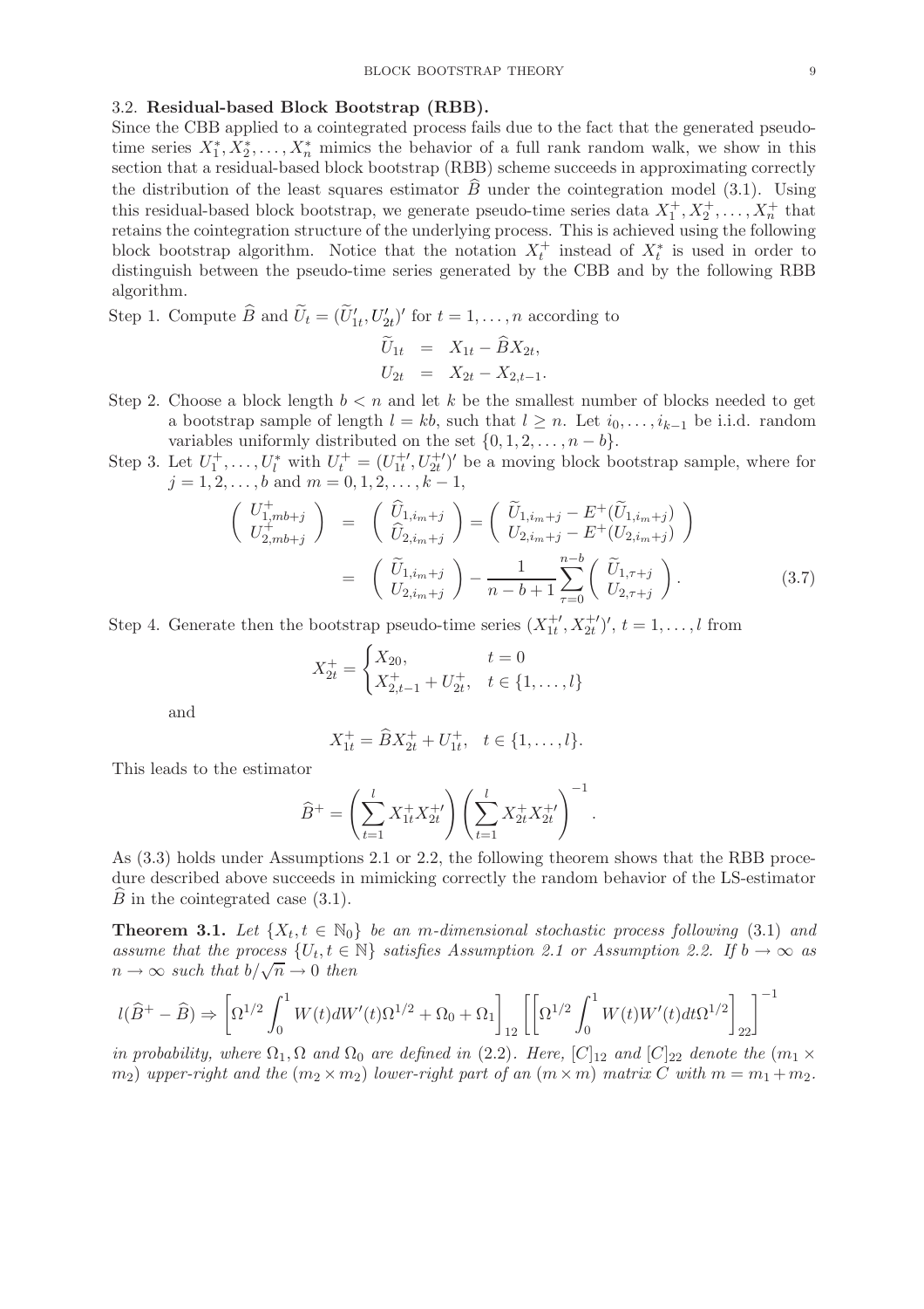### 3.2. **Residual-based Block Bootstrap (RBB).**

Since the CBB applied to a cointegrated process fails due to the fact that the generated pseudo-time series $X_1^*, X_2^*, \ldots, X_n^*$ mimics the behavior of a full rank random walk, we show in this section that a residual-based block bootstrap (RBB) scheme succeeds in approximating correctly the distribution of the least squares estimator $\widehat{B}$ under the cointegration model (3.1). Using this residual-based block bootstrap, we generate pseudo-time series data $X_1^+, X_2^+, \ldots, X_n^+$ that retains the cointegration structure of the underlying process. This is achieved using the following block bootstrap algorithm. Notice that the notation $X_t^+$ instead of $X_t^*$ is used in order to distinguish between the pseudo-time series generated by the CBB and by the following RBB algorithm.

Step 1. Compute $\widehat{B}$ and $\widetilde{U}_t = (\widetilde{U}_{1t}', U_{2t}')'$ for $t = 1, \ldots, n$ according to

$$
\begin{aligned}
\widetilde{U}_{1t} &= X_{1t} - \widehat{B} X_{2t}, \\
U_{2t} &= X_{2t} - X_{2,t-1}.
\end{aligned}
$$

Step 2. Choose a block length $b < n$ and let $k$ be the smallest number of blocks needed to get a bootstrap sample of length $l = kb$, such that $l \geq n$. Let $i_0, \ldots, i_{k-1}$ be i.i.d. random variables uniformly distributed on the set $\{0, 1, 2, \ldots, n-b\}$.

Step 3. Let $U_1^+, \ldots, U_l^*$ with $U_t^+ = (U_{1t}^{+\prime}, U_{2t}^{+\prime})'$ be a moving block bootstrap sample, where for $j = 1, 2, \ldots, b$ and $m = 0, 1, 2, \ldots, k-1$,

$$
\begin{aligned}
\begin{pmatrix} U_{1,mb+j}^+ \\ U_{2,mb+j}^+ \end{pmatrix} &= \begin{pmatrix} \widehat{U}_{1,i_m+j} \\ \widehat{U}_{2,i_m+j} \end{pmatrix} = \begin{pmatrix} \widetilde{U}_{1,i_m+j} - E^+(\widetilde{U}_{1,i_m+j}) \\ U_{2,i_m+j} - E^+(U_{2,i_m+j}) \end{pmatrix} \\
&= \begin{pmatrix} \widetilde{U}_{1,i_m+j} \\ U_{2,i_m+j} \end{pmatrix} - \frac{1}{n-b+1} \sum_{\tau=0}^{n-b} \begin{pmatrix} \widetilde{U}_{1,\tau+j} \\ U_{2,\tau+j} \end{pmatrix}. \qquad (3.7)
\end{aligned}
$$

Step 4. Generate then the bootstrap pseudo-time series $(X_{1t}^{+\prime}, X_{2t}^{+\prime})'$, $t = 1, \ldots, l$ from

$$
X_{2t}^+ = \begin{cases} X_{20}, & t = 0 \\ X_{2,t-1}^+ + U_{2t}^+, & t \in \{1, \ldots, l\} \end{cases}
$$

and

$$
X_{1t}^+ = \widehat{B} X_{2t}^+ + U_{1t}^+, \quad t \in \{1, \ldots, l\}.
$$

This leads to the estimator

$$
\widehat{B}^+ = \left( \sum_{t=1}^{l} X_{1t}^+ X_{2t}^{+\prime} \right) \left( \sum_{t=1}^{l} X_{2t}^+ X_{2t}^{+\prime} \right)^{-1}.
$$

As (3.3) holds under Assumptions 2.1 or 2.2, the following theorem shows that the RBB procedure described above succeeds in mimicking correctly the random behavior of the LS-estimator $\widehat{B}$ in the cointegrated case (3.1).

**Theorem 3.1.** *Let $\{X_t, t \in \mathbb{N}_0\}$ be an $m$-dimensional stochastic process following (3.1) and assume that the process $\{U_t, t \in \mathbb{N}\}$ satisfies Assumption 2.1 or Assumption 2.2. If $b \to \infty$ as $n \to \infty$ such that $b/\sqrt{n} \to 0$ then*

$$
l(\widehat{B}^+ - \widehat{B}) \Rightarrow \left[ \Omega^{1/2} \int_0^1 W(t) dW'(t) \Omega^{1/2} + \Omega_0 + \Omega_1 \right]_{12} \left[ \left[ \Omega^{1/2} \int_0^1 W(t) W'(t) dt \Omega^{1/2} \right]_{22} \right]^{-1}
$$

*in probability, where $\Omega_1, \Omega$ and $\Omega_0$ are defined in (2.2). Here, $[C]_{12}$ and $[C]_{22}$ denote the $(m_1 \times m_2)$ upper-right and the $(m_2 \times m_2)$ lower-right part of an $(m \times m)$ matrix $C$ with $m = m_1 + m_2$.*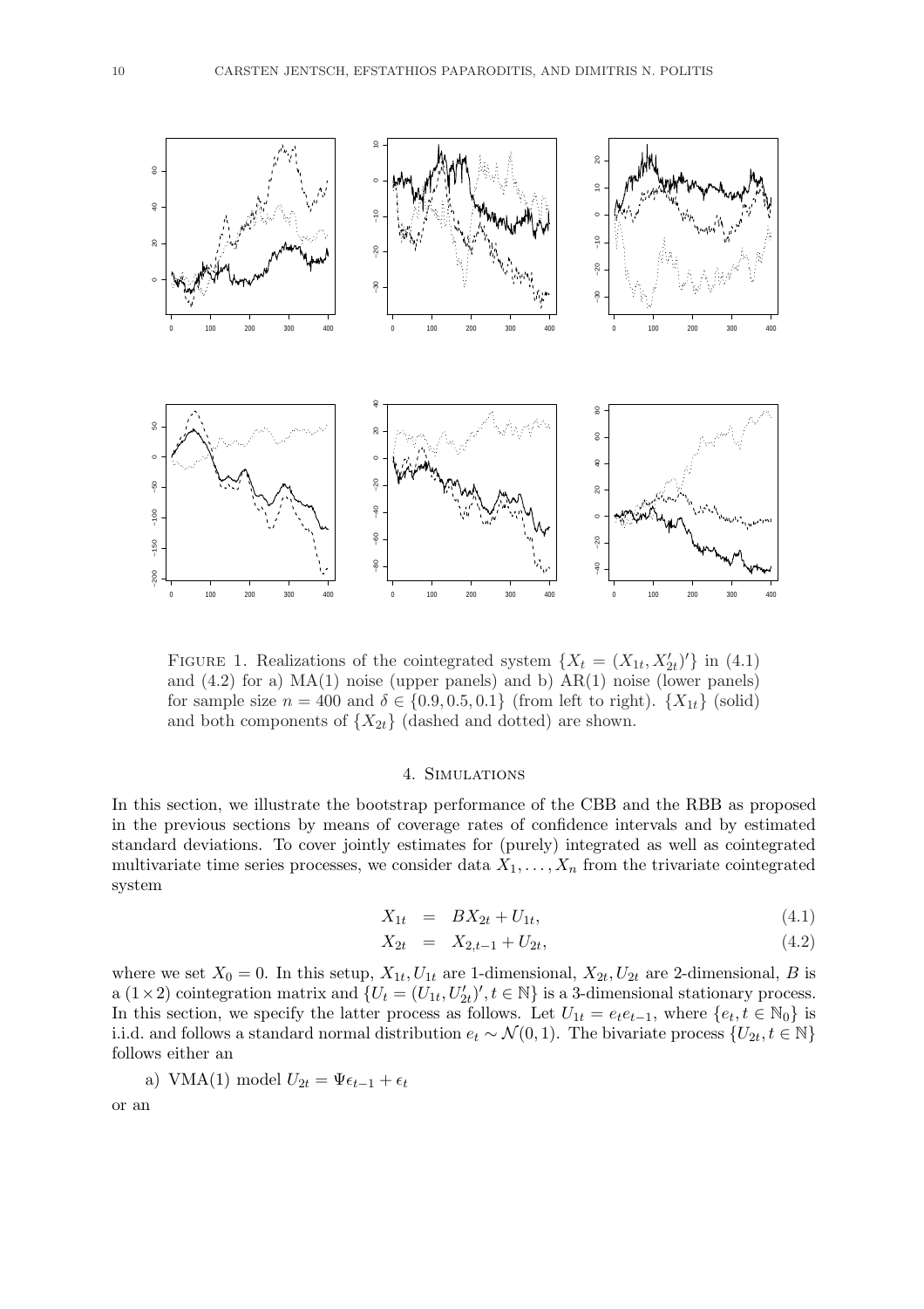FIGURE 1. Realizations of the cointegrated system $\{X_t = (X_{1t}, X_{2t}')'\}$ in (4.1) and (4.2) for a) MA(1) noise (upper panels) and b) AR(1) noise (lower panels) for sample size $n = 400$ and $\delta \in \{0.9, 0.5, 0.1\}$ (from left to right). $\{X_{1t}\}$ (solid) and both components of $\{X_{2t}\}$ (dashed and dotted) are shown.

## 4. Simulations

In this section, we illustrate the bootstrap performance of the CBB and the RBB as proposed in the previous sections by means of coverage rates of confidence intervals and by estimated standard deviations. To cover jointly estimates for (purely) integrated as well as cointegrated multivariate time series processes, we consider data $X_1, \ldots, X_n$ from the trivariate cointegrated system

$$X_{1t} = BX_{2t} + U_{1t}, \tag{4.1}$$

$$X_{2t} = X_{2,t-1} + U_{2t}, \tag{4.2}$$

where we set $X_0 = 0$. In this setup, $X_{1t}, U_{1t}$ are 1-dimensional, $X_{2t}, U_{2t}$ are 2-dimensional, $B$ is a $(1 \times 2)$ cointegration matrix and $\{U_t = (U_{1t}, U_{2t}')', t \in \mathbb{N}\}$ is a 3-dimensional stationary process. In this section, we specify the latter process as follows. Let $U_{1t} = e_t e_{t-1}$, where $\{e_t, t \in \mathbb{N}_0\}$ is i.i.d. and follows a standard normal distribution $e_t \sim \mathcal{N}(0, 1)$. The bivariate process $\{U_{2t}, t \in \mathbb{N}\}$ follows either an

a) VMA(1) model $U_{2t} = \Psi \epsilon_{t-1} + \epsilon_t$

or an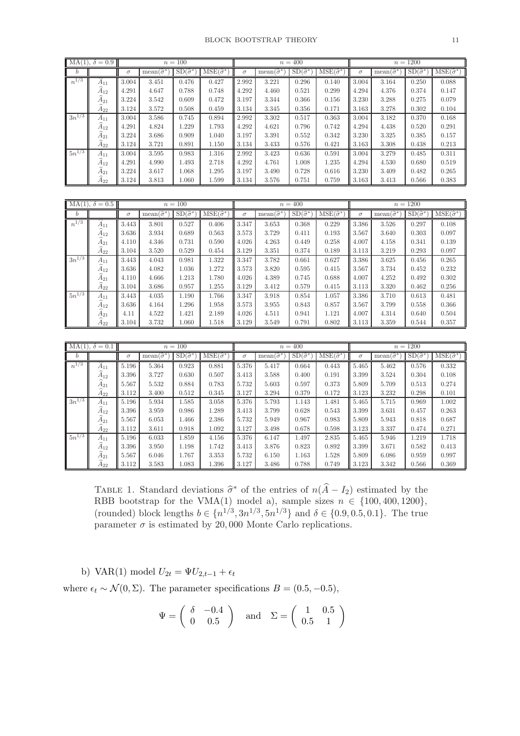| MA(1), $\delta = 0.9$ | | $n = 100$ | | | | $n = 400$ | | | | $n = 1200$ | | | |
|---|---|---|---|---|---|---|---|---|---|---|---|---|---|
| $b$ | | $\sigma$ | mean($\widehat{\sigma}^*$) | SD($\widehat{\sigma}^*$) | MSE($\widehat{\sigma}^*$) | $\sigma$ | mean($\widehat{\sigma}^*$) | SD($\widehat{\sigma}^*$) | MSE($\widehat{\sigma}^*$) | $\sigma$ | mean($\widehat{\sigma}^*$) | SD($\widehat{\sigma}^*$) | MSE($\widehat{\sigma}^*$) |
| $n^{1/3}$ | $\widehat{A}_{11}$ | 3.004 | 3.451 | 0.476 | 0.427 | 2.992 | 3.221 | 0.296 | 0.140 | 3.004 | 3.164 | 0.250 | 0.088 |
| | $\widehat{A}_{12}$ | 4.291 | 4.647 | 0.788 | 0.748 | 4.292 | 4.460 | 0.521 | 0.299 | 4.294 | 4.376 | 0.374 | 0.147 |
| | $\widehat{A}_{21}$ | 3.224 | 3.542 | 0.609 | 0.472 | 3.197 | 3.344 | 0.366 | 0.156 | 3.230 | 3.288 | 0.275 | 0.079 |
| | $\widehat{A}_{22}$ | 3.124 | 3.572 | 0.508 | 0.459 | 3.134 | 3.345 | 0.356 | 0.171 | 3.163 | 3.278 | 0.302 | 0.104 |
| $3n^{1/3}$ | $\widehat{A}_{11}$ | 3.004 | 3.586 | 0.745 | 0.894 | 2.992 | 3.302 | 0.517 | 0.363 | 3.004 | 3.182 | 0.370 | 0.168 |
| | $\widehat{A}_{12}$ | 4.291 | 4.824 | 1.229 | 1.793 | 4.292 | 4.621 | 0.796 | 0.742 | 4.294 | 4.438 | 0.520 | 0.291 |
| | $\widehat{A}_{21}$ | 3.224 | 3.686 | 0.909 | 1.040 | 3.197 | 3.391 | 0.552 | 0.342 | 3.230 | 3.325 | 0.385 | 0.157 |
| | $\widehat{A}_{22}$ | 3.124 | 3.721 | 0.891 | 1.150 | 3.134 | 3.433 | 0.576 | 0.421 | 3.163 | 3.308 | 0.438 | 0.213 |
| $5n^{1/3}$ | $\widehat{A}_{11}$ | 3.004 | 3.595 | 0.983 | 1.316 | 2.992 | 3.423 | 0.636 | 0.591 | 3.004 | 3.279 | 0.485 | 0.311 |
| | $\widehat{A}_{12}$ | 4.291 | 4.990 | 1.493 | 2.718 | 4.292 | 4.761 | 1.008 | 1.235 | 4.294 | 4.530 | 0.680 | 0.519 |
| | $\widehat{A}_{21}$ | 3.224 | 3.617 | 1.068 | 1.295 | 3.197 | 3.490 | 0.728 | 0.616 | 3.230 | 3.409 | 0.482 | 0.265 |
| | $\widehat{A}_{22}$ | 3.124 | 3.813 | 1.060 | 1.599 | 3.134 | 3.576 | 0.751 | 0.759 | 3.163 | 3.413 | 0.566 | 0.383 |

| MA(1), $\delta = 0.5$ | | $n = 100$ | | | | $n = 400$ | | | | $n = 1200$ | | | |
|---|---|---|---|---|---|---|---|---|---|---|---|---|---|
| $b$ | | $\sigma$ | mean($\widehat{\sigma}^*$) | SD($\widehat{\sigma}^*$) | MSE($\widehat{\sigma}^*$) | $\sigma$ | mean($\widehat{\sigma}^*$) | SD($\widehat{\sigma}^*$) | MSE($\widehat{\sigma}^*$) | $\sigma$ | mean($\widehat{\sigma}^*$) | SD($\widehat{\sigma}^*$) | MSE($\widehat{\sigma}^*$) |
| $n^{1/3}$ | $\widehat{A}_{11}$ | 3.443 | 3.801 | 0.527 | 0.406 | 3.347 | 3.653 | 0.368 | 0.229 | 3.386 | 3.526 | 0.297 | 0.108 |
| | $\widehat{A}_{12}$ | 3.636 | 3.934 | 0.689 | 0.563 | 3.573 | 3.729 | 0.411 | 0.193 | 3.567 | 3.640 | 0.303 | 0.097 |
| | $\widehat{A}_{21}$ | 4.110 | 4.346 | 0.731 | 0.590 | 4.026 | 4.263 | 0.449 | 0.258 | 4.007 | 4.158 | 0.341 | 0.139 |
| | $\widehat{A}_{22}$ | 3.104 | 3.520 | 0.529 | 0.454 | 3.129 | 3.351 | 0.374 | 0.189 | 3.113 | 3.219 | 0.293 | 0.097 |
| $3n^{1/3}$ | $\widehat{A}_{11}$ | 3.443 | 4.043 | 0.981 | 1.322 | 3.347 | 3.782 | 0.661 | 0.627 | 3.386 | 3.625 | 0.456 | 0.265 |
| | $\widehat{A}_{12}$ | 3.636 | 4.082 | 1.036 | 1.272 | 3.573 | 3.820 | 0.595 | 0.415 | 3.567 | 3.734 | 0.452 | 0.232 |
| | $\widehat{A}_{21}$ | 4.110 | 4.666 | 1.213 | 1.780 | 4.026 | 4.389 | 0.745 | 0.688 | 4.007 | 4.252 | 0.492 | 0.302 |
| | $\widehat{A}_{22}$ | 3.104 | 3.686 | 0.957 | 1.255 | 3.129 | 3.412 | 0.579 | 0.415 | 3.113 | 3.320 | 0.462 | 0.256 |
| $5n^{1/3}$ | $\widehat{A}_{11}$ | 3.443 | 4.035 | 1.190 | 1.766 | 3.347 | 3.918 | 0.854 | 1.057 | 3.386 | 3.710 | 0.613 | 0.481 |
| | $\widehat{A}_{12}$ | 3.636 | 4.164 | 1.296 | 1.958 | 3.573 | 3.955 | 0.843 | 0.857 | 3.567 | 3.799 | 0.558 | 0.366 |
| | $\widehat{A}_{21}$ | 4.11 | 4.522 | 1.421 | 2.189 | 4.026 | 4.511 | 0.941 | 1.121 | 4.007 | 4.314 | 0.640 | 0.504 |
| | $\widehat{A}_{22}$ | 3.104 | 3.732 | 1.060 | 1.518 | 3.129 | 3.549 | 0.791 | 0.802 | 3.113 | 3.359 | 0.544 | 0.357 |

| MA(1), $\delta = 0.1$ | | $n = 100$ | | | | $n = 400$ | | | | $n = 1200$ | | | |
|---|---|---|---|---|---|---|---|---|---|---|---|---|---|
| $b$ | | $\sigma$ | mean($\widehat{\sigma}^*$) | SD($\widehat{\sigma}^*$) | MSE($\widehat{\sigma}^*$) | $\sigma$ | mean($\widehat{\sigma}^*$) | SD($\widehat{\sigma}^*$) | MSE($\widehat{\sigma}^*$) | $\sigma$ | mean($\widehat{\sigma}^*$) | SD($\widehat{\sigma}^*$) | MSE($\widehat{\sigma}^*$) |
| $n^{1/3}$ | $\widehat{A}_{11}$ | 5.196 | 5.364 | 0.923 | 0.881 | 5.376 | 5.417 | 0.664 | 0.443 | 5.465 | 5.462 | 0.576 | 0.332 |
| | $\widehat{A}_{12}$ | 3.396 | 3.727 | 0.630 | 0.507 | 3.413 | 3.588 | 0.400 | 0.191 | 3.399 | 3.524 | 0.304 | 0.108 |
| | $\widehat{A}_{21}$ | 5.567 | 5.532 | 0.884 | 0.783 | 5.732 | 5.603 | 0.597 | 0.373 | 5.809 | 5.709 | 0.513 | 0.274 |
| | $\widehat{A}_{22}$ | 3.112 | 3.400 | 0.512 | 0.345 | 3.127 | 3.294 | 0.379 | 0.172 | 3.123 | 3.232 | 0.298 | 0.101 |
| $3n^{1/3}$ | $\widehat{A}_{11}$ | 5.196 | 5.934 | 1.585 | 3.058 | 5.376 | 5.793 | 1.143 | 1.481 | 5.465 | 5.715 | 0.969 | 1.002 |
| | $\widehat{A}_{12}$ | 3.396 | 3.959 | 0.986 | 1.289 | 3.413 | 3.799 | 0.628 | 0.543 | 3.399 | 3.631 | 0.457 | 0.263 |
| | $\widehat{A}_{21}$ | 5.567 | 6.053 | 1.466 | 2.386 | 5.732 | 5.949 | 0.967 | 0.983 | 5.809 | 5.943 | 0.818 | 0.687 |
| | $\widehat{A}_{22}$ | 3.112 | 3.611 | 0.918 | 1.092 | 3.127 | 3.498 | 0.678 | 0.598 | 3.123 | 3.337 | 0.474 | 0.271 |
| $5n^{1/3}$ | $\widehat{A}_{11}$ | 5.196 | 6.033 | 1.859 | 4.156 | 5.376 | 6.147 | 1.497 | 2.835 | 5.465 | 5.946 | 1.219 | 1.718 |
| | $\widehat{A}_{12}$ | 3.396 | 3.950 | 1.198 | 1.742 | 3.413 | 3.876 | 0.823 | 0.892 | 3.399 | 3.671 | 0.582 | 0.413 |
| | $\widehat{A}_{21}$ | 5.567 | 6.046 | 1.767 | 3.353 | 5.732 | 6.150 | 1.163 | 1.528 | 5.809 | 6.086 | 0.959 | 0.997 |
| | $\widehat{A}_{22}$ | 3.112 | 3.583 | 1.083 | 1.396 | 3.127 | 3.486 | 0.788 | 0.749 | 3.123 | 3.342 | 0.566 | 0.369 |

Table 1. Standard deviations $\widehat{\sigma}^*$ of the entries of $n(\widehat{A} - I_2)$ estimated by the RBB bootstrap for the VMA(1) model a), sample sizes $n \in \{100, 400, 1200\}$, (rounded) block lengths $b \in \{n^{1/3}, 3n^{1/3}, 5n^{1/3}\}$ and $\delta \in \{0.9, 0.5, 0.1\}$. The true parameter $\sigma$ is estimated by 20,000 Monte Carlo replications.

b) VAR(1) model $U_{2t} = \Psi U_{2,t-1} + \epsilon_t$

where $\epsilon_t \sim \mathcal{N}(0, \Sigma)$. The parameter specifications $B = (0.5, -0.5)$,

$$\Psi = \begin{pmatrix} \delta & -0.4 \\ 0 & 0.5 \end{pmatrix} \quad \text{and} \quad \Sigma = \begin{pmatrix} 1 & 0.5 \\ 0.5 & 1 \end{pmatrix}$$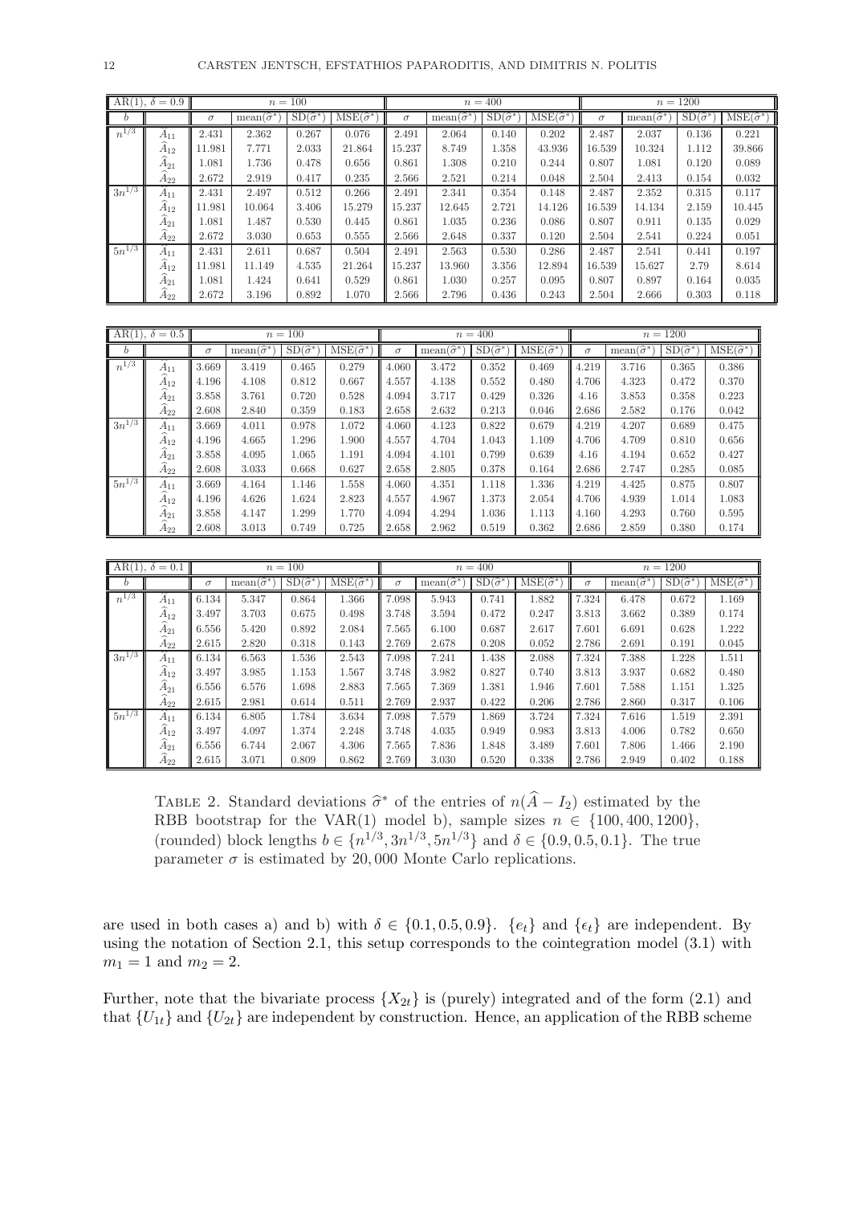| AR(1), $\delta = 0.9$ | | $n = 100$ | | | | $n = 400$ | | | | $n = 1200$ | | | |
|---|---|---|---|---|---|---|---|---|---|---|---|---|---|
| $b$ | | $\sigma$ | mean($\widehat{\sigma}^*$) | SD($\widehat{\sigma}^*$) | MSE($\widehat{\sigma}^*$) | $\sigma$ | mean($\widehat{\sigma}^*$) | SD($\widehat{\sigma}^*$) | MSE($\widehat{\sigma}^*$) | $\sigma$ | mean($\widehat{\sigma}^*$) | SD($\widehat{\sigma}^*$) | MSE($\widehat{\sigma}^*$) |
| $n^{1/3}$ | $\widehat{A}_{11}$ | 2.431 | 2.362 | 0.267 | 0.076 | 2.491 | 2.064 | 0.140 | 0.202 | 2.487 | 2.037 | 0.136 | 0.221 |
| | $\widehat{A}_{12}$ | 11.981 | 7.771 | 2.033 | 21.864 | 15.237 | 8.749 | 1.358 | 43.936 | 16.539 | 10.324 | 1.112 | 39.866 |
| | $\widehat{A}_{21}$ | 1.081 | 1.736 | 0.478 | 0.656 | 0.861 | 1.308 | 0.210 | 0.244 | 0.807 | 1.081 | 0.120 | 0.089 |
| | $\widehat{A}_{22}$ | 2.672 | 2.919 | 0.417 | 0.235 | 2.566 | 2.521 | 0.214 | 0.048 | 2.504 | 2.413 | 0.154 | 0.032 |
| $3n^{1/3}$ | $\widehat{A}_{11}$ | 2.431 | 2.497 | 0.512 | 0.266 | 2.491 | 2.341 | 0.354 | 0.148 | 2.487 | 2.352 | 0.315 | 0.117 |
| | $\widehat{A}_{12}$ | 11.981 | 10.064 | 3.406 | 15.279 | 15.237 | 12.645 | 2.721 | 14.126 | 16.539 | 14.134 | 2.159 | 10.445 |
| | $\widehat{A}_{21}$ | 1.081 | 1.487 | 0.530 | 0.445 | 0.861 | 1.035 | 0.236 | 0.086 | 0.807 | 0.911 | 0.135 | 0.029 |
| | $\widehat{A}_{22}$ | 2.672 | 3.030 | 0.653 | 0.555 | 2.566 | 2.648 | 0.337 | 0.120 | 2.504 | 2.541 | 0.224 | 0.051 |
| $5n^{1/3}$ | $\widehat{A}_{11}$ | 2.431 | 2.611 | 0.687 | 0.504 | 2.491 | 2.563 | 0.530 | 0.286 | 2.487 | 2.541 | 0.441 | 0.197 |
| | $\widehat{A}_{12}$ | 11.981 | 11.149 | 4.535 | 21.264 | 15.237 | 13.960 | 3.356 | 12.894 | 16.539 | 15.627 | 2.79 | 8.614 |
| | $\widehat{A}_{21}$ | 1.081 | 1.424 | 0.641 | 0.529 | 0.861 | 1.030 | 0.257 | 0.095 | 0.807 | 0.897 | 0.164 | 0.035 |
| | $\widehat{A}_{22}$ | 2.672 | 3.196 | 0.892 | 1.070 | 2.566 | 2.796 | 0.436 | 0.243 | 2.504 | 2.666 | 0.303 | 0.118 |

| AR(1), $\delta = 0.5$ | | $n = 100$ | | | | $n = 400$ | | | | $n = 1200$ | | | |
|---|---|---|---|---|---|---|---|---|---|---|---|---|---|
| $b$ | | $\sigma$ | mean($\widehat{\sigma}^*$) | SD($\widehat{\sigma}^*$) | MSE($\widehat{\sigma}^*$) | $\sigma$ | mean($\widehat{\sigma}^*$) | SD($\widehat{\sigma}^*$) | MSE($\widehat{\sigma}^*$) | $\sigma$ | mean($\widehat{\sigma}^*$) | SD($\widehat{\sigma}^*$) | MSE($\widehat{\sigma}^*$) |
| $n^{1/3}$ | $\widehat{A}_{11}$ | 3.669 | 3.419 | 0.465 | 0.279 | 4.060 | 3.472 | 0.352 | 0.469 | 4.219 | 3.716 | 0.365 | 0.386 |
| | $\widehat{A}_{12}$ | 4.196 | 4.108 | 0.812 | 0.667 | 4.557 | 4.138 | 0.552 | 0.480 | 4.706 | 4.323 | 0.472 | 0.370 |
| | $\widehat{A}_{21}$ | 3.858 | 3.761 | 0.720 | 0.528 | 4.094 | 3.717 | 0.429 | 0.326 | 4.16 | 3.853 | 0.358 | 0.223 |
| | $\widehat{A}_{22}$ | 2.608 | 2.840 | 0.359 | 0.183 | 2.658 | 2.632 | 0.213 | 0.046 | 2.686 | 2.582 | 0.176 | 0.042 |
| $3n^{1/3}$ | $\widehat{A}_{11}$ | 3.669 | 4.011 | 0.978 | 1.072 | 4.060 | 4.123 | 0.822 | 0.679 | 4.219 | 4.207 | 0.689 | 0.475 |
| | $\widehat{A}_{12}$ | 4.196 | 4.665 | 1.296 | 1.900 | 4.557 | 4.704 | 1.043 | 1.109 | 4.706 | 4.709 | 0.810 | 0.656 |
| | $\widehat{A}_{21}$ | 3.858 | 4.095 | 1.065 | 1.191 | 4.094 | 4.101 | 0.799 | 0.639 | 4.16 | 4.194 | 0.652 | 0.427 |
| | $\widehat{A}_{22}$ | 2.608 | 3.033 | 0.668 | 0.627 | 2.658 | 2.805 | 0.378 | 0.164 | 2.686 | 2.747 | 0.285 | 0.085 |
| $5n^{1/3}$ | $\widehat{A}_{11}$ | 3.669 | 4.164 | 1.146 | 1.558 | 4.060 | 4.351 | 1.118 | 1.336 | 4.219 | 4.425 | 0.875 | 0.807 |
| | $\widehat{A}_{12}$ | 4.196 | 4.626 | 1.624 | 2.823 | 4.557 | 4.967 | 1.373 | 2.054 | 4.706 | 4.939 | 1.014 | 1.083 |
| | $\widehat{A}_{21}$ | 3.858 | 4.147 | 1.299 | 1.770 | 4.094 | 4.294 | 1.036 | 1.113 | 4.160 | 4.293 | 0.760 | 0.595 |
| | $\widehat{A}_{22}$ | 2.608 | 3.013 | 0.749 | 0.725 | 2.658 | 2.962 | 0.519 | 0.362 | 2.686 | 2.859 | 0.380 | 0.174 |

| AR(1), $\delta = 0.1$ | | $n = 100$ | | | | $n = 400$ | | | | $n = 1200$ | | | |
|---|---|---|---|---|---|---|---|---|---|---|---|---|---|
| $b$ | | $\sigma$ | mean($\widehat{\sigma}^*$) | SD($\widehat{\sigma}^*$) | MSE($\widehat{\sigma}^*$) | $\sigma$ | mean($\widehat{\sigma}^*$) | SD($\widehat{\sigma}^*$) | MSE($\widehat{\sigma}^*$) | $\sigma$ | mean($\widehat{\sigma}^*$) | SD($\widehat{\sigma}^*$) | MSE($\widehat{\sigma}^*$) |
| $n^{1/3}$ | $\widehat{A}_{11}$ | 6.134 | 5.347 | 0.864 | 1.366 | 7.098 | 5.943 | 0.741 | 1.882 | 7.324 | 6.478 | 0.672 | 1.169 |
| | $\widehat{A}_{12}$ | 3.497 | 3.703 | 0.675 | 0.498 | 3.748 | 3.594 | 0.472 | 0.247 | 3.813 | 3.662 | 0.389 | 0.174 |
| | $\widehat{A}_{21}$ | 6.556 | 5.420 | 0.892 | 2.084 | 7.565 | 6.100 | 0.687 | 2.617 | 7.601 | 6.691 | 0.628 | 1.222 |
| | $\widehat{A}_{22}$ | 2.615 | 2.820 | 0.318 | 0.143 | 2.769 | 2.678 | 0.208 | 0.052 | 2.786 | 2.691 | 0.191 | 0.045 |
| $3n^{1/3}$ | $\widehat{A}_{11}$ | 6.134 | 6.563 | 1.536 | 2.543 | 7.098 | 7.241 | 1.438 | 2.088 | 7.324 | 7.388 | 1.228 | 1.511 |
| | $\widehat{A}_{12}$ | 3.497 | 3.985 | 1.153 | 1.567 | 3.748 | 3.982 | 0.827 | 0.740 | 3.813 | 3.937 | 0.682 | 0.480 |
| | $\widehat{A}_{21}$ | 6.556 | 6.576 | 1.698 | 2.883 | 7.565 | 7.369 | 1.381 | 1.946 | 7.601 | 7.588 | 1.151 | 1.325 |
| | $\widehat{A}_{22}$ | 2.615 | 2.981 | 0.614 | 0.511 | 2.769 | 2.937 | 0.422 | 0.206 | 2.786 | 2.860 | 0.317 | 0.106 |
| $5n^{1/3}$ | $\widehat{A}_{11}$ | 6.134 | 6.805 | 1.784 | 3.634 | 7.098 | 7.579 | 1.869 | 3.724 | 7.324 | 7.616 | 1.519 | 2.391 |
| | $\widehat{A}_{12}$ | 3.497 | 4.097 | 1.374 | 2.248 | 3.748 | 4.035 | 0.949 | 0.983 | 3.813 | 4.006 | 0.782 | 0.650 |
| | $\widehat{A}_{21}$ | 6.556 | 6.744 | 2.067 | 4.306 | 7.565 | 7.836 | 1.848 | 3.489 | 7.601 | 7.806 | 1.466 | 2.190 |
| | $\widehat{A}_{22}$ | 2.615 | 3.071 | 0.809 | 0.862 | 2.769 | 3.030 | 0.520 | 0.338 | 2.786 | 2.949 | 0.402 | 0.188 |

TABLE 2. Standard deviations $\widehat{\sigma}^*$ of the entries of $n(\widehat{A} - I_2)$ estimated by the RBB bootstrap for the VAR(1) model b), sample sizes $n \in \{100, 400, 1200\}$, (rounded) block lengths $b \in \{n^{1/3}, 3n^{1/3}, 5n^{1/3}\}$ and $\delta \in \{0.9, 0.5, 0.1\}$. The true parameter $\sigma$ is estimated by 20,000 Monte Carlo replications.

are used in both cases a) and b) with $\delta \in \{0.1, 0.5, 0.9\}$. $\{e_t\}$ and $\{\epsilon_t\}$ are independent. By using the notation of Section 2.1, this setup corresponds to the cointegration model (3.1) with $m_1 = 1$ and $m_2 = 2$.

Further, note that the bivariate process $\{X_{2t}\}$ is (purely) integrated and of the form (2.1) and that $\{U_{1t}\}$ and $\{U_{2t}\}$ are independent by construction. Hence, an application of the RBB scheme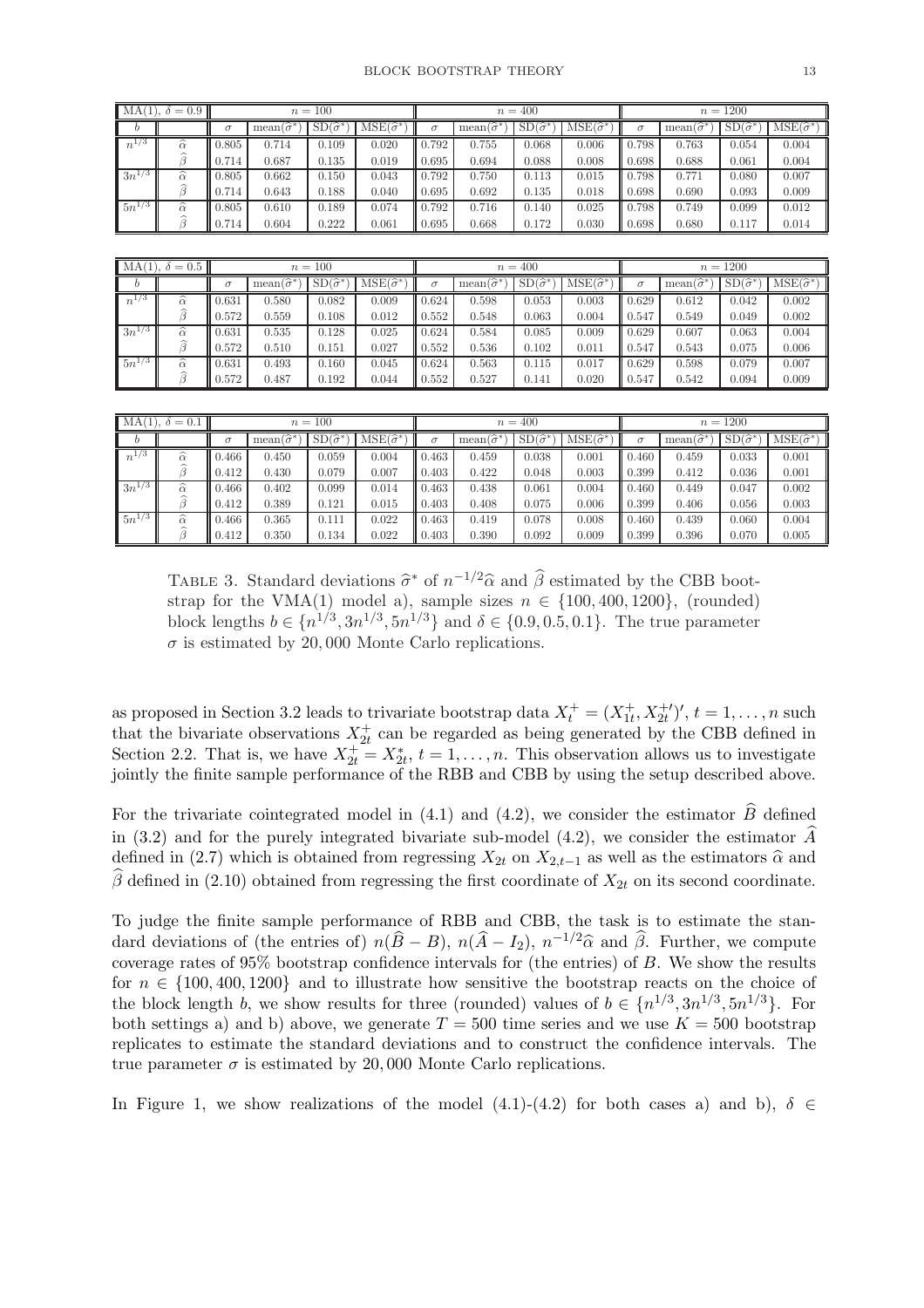| MA(1), $\delta = 0.9$ | | $n = 100$ | | | | $n = 400$ | | | | $n = 1200$ | | | |
|---|---|---|---|---|---|---|---|---|---|---|---|---|---|
| $b$ | | $\sigma$ | mean$(\widehat{\sigma}^*)$ | SD$(\widehat{\sigma}^*)$ | MSE$(\widehat{\sigma}^*)$ | $\sigma$ | mean$(\widehat{\sigma}^*)$ | SD$(\widehat{\sigma}^*)$ | MSE$(\widehat{\sigma}^*)$ | $\sigma$ | mean$(\widehat{\sigma}^*)$ | SD$(\widehat{\sigma}^*)$ | MSE$(\widehat{\sigma}^*)$ |
| $n^{1/3}$ | $\widehat{\alpha}$ | 0.805 | 0.714 | 0.109 | 0.020 | 0.792 | 0.755 | 0.068 | 0.006 | 0.798 | 0.763 | 0.054 | 0.004 |
| | $\widehat{\beta}$ | 0.714 | 0.687 | 0.135 | 0.019 | 0.695 | 0.694 | 0.088 | 0.008 | 0.698 | 0.688 | 0.061 | 0.004 |
| $3n^{1/3}$ | $\widehat{\alpha}$ | 0.805 | 0.662 | 0.150 | 0.043 | 0.792 | 0.750 | 0.113 | 0.015 | 0.798 | 0.771 | 0.080 | 0.007 |
| | $\widehat{\beta}$ | 0.714 | 0.643 | 0.188 | 0.040 | 0.695 | 0.692 | 0.135 | 0.018 | 0.698 | 0.690 | 0.093 | 0.009 |
| $5n^{1/3}$ | $\widehat{\alpha}$ | 0.805 | 0.610 | 0.189 | 0.074 | 0.792 | 0.716 | 0.140 | 0.025 | 0.798 | 0.749 | 0.099 | 0.012 |
| | $\widehat{\beta}$ | 0.714 | 0.604 | 0.222 | 0.061 | 0.695 | 0.668 | 0.172 | 0.030 | 0.698 | 0.680 | 0.117 | 0.014 |

| MA(1), $\delta = 0.5$ | | $n = 100$ | | | | $n = 400$ | | | | $n = 1200$ | | | |
|---|---|---|---|---|---|---|---|---|---|---|---|---|---|
| $b$ | | $\sigma$ | mean$(\widehat{\sigma}^*)$ | SD$(\widehat{\sigma}^*)$ | MSE$(\widehat{\sigma}^*)$ | $\sigma$ | mean$(\widehat{\sigma}^*)$ | SD$(\widehat{\sigma}^*)$ | MSE$(\widehat{\sigma}^*)$ | $\sigma$ | mean$(\widehat{\sigma}^*)$ | SD$(\widehat{\sigma}^*)$ | MSE$(\widehat{\sigma}^*)$ |
| $n^{1/3}$ | $\widehat{\alpha}$ | 0.631 | 0.580 | 0.082 | 0.009 | 0.624 | 0.598 | 0.053 | 0.003 | 0.629 | 0.612 | 0.042 | 0.002 |
| | $\widehat{\beta}$ | 0.572 | 0.559 | 0.108 | 0.012 | 0.552 | 0.548 | 0.063 | 0.004 | 0.547 | 0.549 | 0.049 | 0.002 |
| $3n^{1/3}$ | $\widehat{\alpha}$ | 0.631 | 0.535 | 0.128 | 0.025 | 0.624 | 0.584 | 0.085 | 0.009 | 0.629 | 0.607 | 0.063 | 0.004 |
| | $\widehat{\beta}$ | 0.572 | 0.510 | 0.151 | 0.027 | 0.552 | 0.536 | 0.102 | 0.011 | 0.547 | 0.543 | 0.075 | 0.006 |
| $5n^{1/3}$ | $\widehat{\alpha}$ | 0.631 | 0.493 | 0.160 | 0.045 | 0.624 | 0.563 | 0.115 | 0.017 | 0.629 | 0.598 | 0.079 | 0.007 |
| | $\widehat{\beta}$ | 0.572 | 0.487 | 0.192 | 0.044 | 0.552 | 0.527 | 0.141 | 0.020 | 0.547 | 0.542 | 0.094 | 0.009 |

| MA(1), $\delta = 0.1$ | | $n = 100$ | | | | $n = 400$ | | | | $n = 1200$ | | | |
|---|---|---|---|---|---|---|---|---|---|---|---|---|---|
| $b$ | | $\sigma$ | mean$(\widehat{\sigma}^*)$ | SD$(\widehat{\sigma}^*)$ | MSE$(\widehat{\sigma}^*)$ | $\sigma$ | mean$(\widehat{\sigma}^*)$ | SD$(\widehat{\sigma}^*)$ | MSE$(\widehat{\sigma}^*)$ | $\sigma$ | mean$(\widehat{\sigma}^*)$ | SD$(\widehat{\sigma}^*)$ | MSE$(\widehat{\sigma}^*)$ |
| $n^{1/3}$ | $\widehat{\alpha}$ | 0.466 | 0.450 | 0.059 | 0.004 | 0.463 | 0.459 | 0.038 | 0.001 | 0.460 | 0.459 | 0.033 | 0.001 |
| | $\widehat{\beta}$ | 0.412 | 0.430 | 0.079 | 0.007 | 0.403 | 0.422 | 0.048 | 0.003 | 0.399 | 0.412 | 0.036 | 0.001 |
| $3n^{1/3}$ | $\widehat{\alpha}$ | 0.466 | 0.402 | 0.099 | 0.014 | 0.463 | 0.438 | 0.061 | 0.004 | 0.460 | 0.449 | 0.047 | 0.002 |
| | $\widehat{\beta}$ | 0.412 | 0.389 | 0.121 | 0.015 | 0.403 | 0.408 | 0.075 | 0.006 | 0.399 | 0.406 | 0.056 | 0.003 |
| $5n^{1/3}$ | $\widehat{\alpha}$ | 0.466 | 0.365 | 0.111 | 0.022 | 0.463 | 0.419 | 0.078 | 0.008 | 0.460 | 0.439 | 0.060 | 0.004 |
| | $\widehat{\beta}$ | 0.412 | 0.350 | 0.134 | 0.022 | 0.403 | 0.390 | 0.092 | 0.009 | 0.399 | 0.396 | 0.070 | 0.005 |

TABLE 3. Standard deviations $\widehat{\sigma}^*$ of $n^{-1/2}\widehat{\alpha}$ and $\widehat{\beta}$ estimated by the CBB bootstrap for the VMA(1) model a), sample sizes $n \in \{100, 400, 1200\}$, (rounded) block lengths $b \in \{n^{1/3}, 3n^{1/3}, 5n^{1/3}\}$ and $\delta \in \{0.9, 0.5, 0.1\}$. The true parameter $\sigma$ is estimated by 20,000 Monte Carlo replications.

as proposed in Section 3.2 leads to trivariate bootstrap data $X_t^+ = (X_{1t}^+, X_{2t}^{+\prime})'$, $t = 1, \ldots, n$ such that the bivariate observations $X_{2t}^+$ can be regarded as being generated by the CBB defined in Section 2.2. That is, we have $X_{2t}^+ = X_{2t}^*$, $t = 1, \ldots, n$. This observation allows us to investigate jointly the finite sample performance of the RBB and CBB by using the setup described above.

For the trivariate cointegrated model in (4.1) and (4.2), we consider the estimator $\widehat{B}$ defined in (3.2) and for the purely integrated bivariate sub-model (4.2), we consider the estimator $\widehat{A}$ defined in (2.7) which is obtained from regressing $X_{2t}$ on $X_{2,t-1}$ as well as the estimators $\widehat{\alpha}$ and $\widehat{\beta}$ defined in (2.10) obtained from regressing the first coordinate of $X_{2t}$ on its second coordinate.

To judge the finite sample performance of RBB and CBB, the task is to estimate the standard deviations of (the entries of) $n(\widehat{B} - B)$, $n(\widehat{A} - I_2)$, $n^{-1/2}\widehat{\alpha}$ and $\widehat{\beta}$. Further, we compute coverage rates of 95% bootstrap confidence intervals for (the entries) of $B$. We show the results for $n \in \{100, 400, 1200\}$ and to illustrate how sensitive the bootstrap reacts on the choice of the block length $b$, we show results for three (rounded) values of $b \in \{n^{1/3}, 3n^{1/3}, 5n^{1/3}\}$. For both settings a) and b) above, we generate $T = 500$ time series and we use $K = 500$ bootstrap replicates to estimate the standard deviations and to construct the confidence intervals. The true parameter $\sigma$ is estimated by 20,000 Monte Carlo replications.

In Figure 1, we show realizations of the model (4.1)-(4.2) for both cases a) and b), $\delta \in$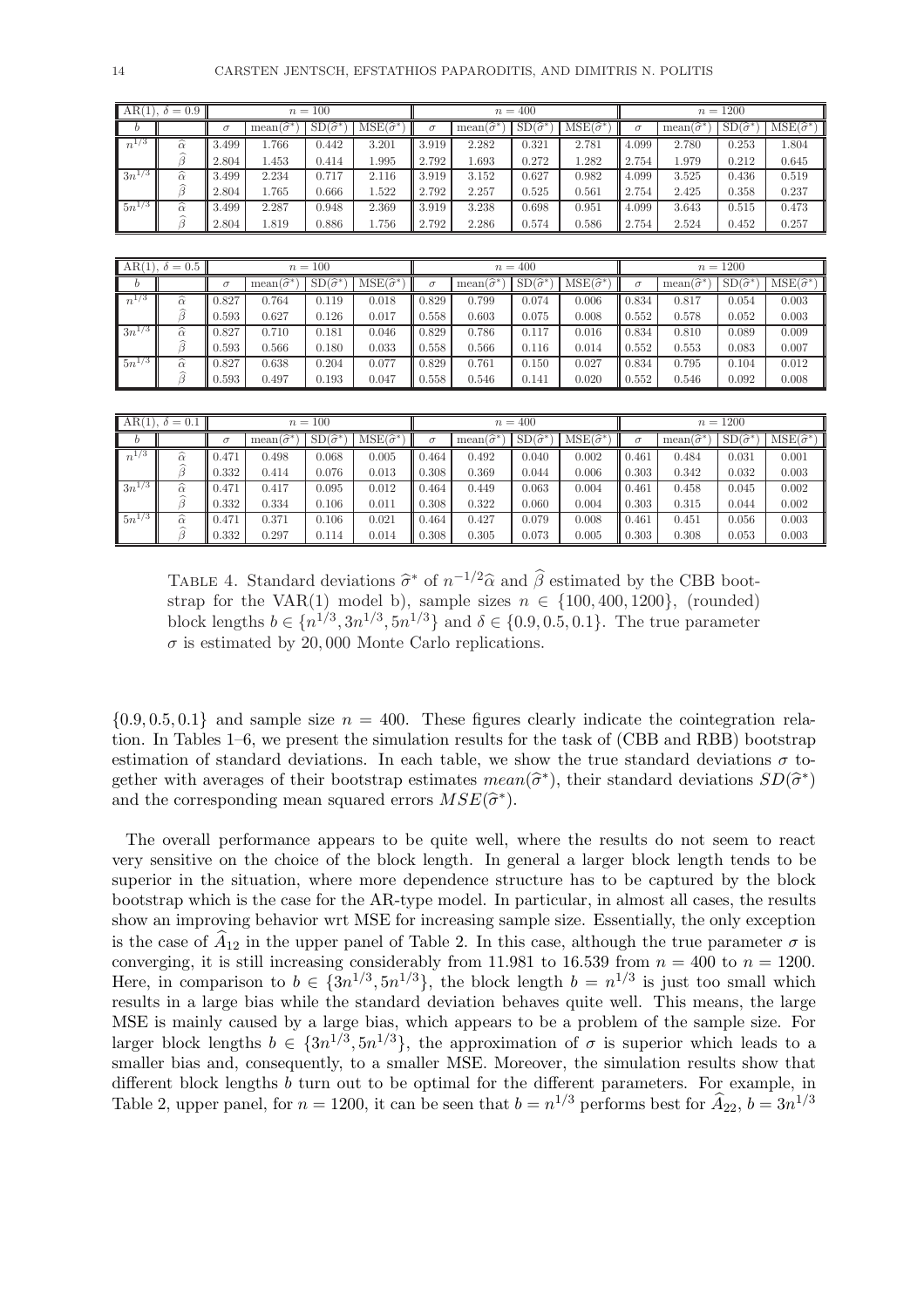| AR(1), $\delta = 0.9$ | | $n = 100$ | | | | $n = 400$ | | | | $n = 1200$ | | | |
|---|---|---|---|---|---|---|---|---|---|---|---|---|---|
| $b$ | | $\sigma$ | mean($\widehat{\sigma}^*$) | SD($\widehat{\sigma}^*$) | MSE($\widehat{\sigma}^*$) | $\sigma$ | mean($\widehat{\sigma}^*$) | SD($\widehat{\sigma}^*$) | MSE($\widehat{\sigma}^*$) | $\sigma$ | mean($\widehat{\sigma}^*$) | SD($\widehat{\sigma}^*$) | MSE($\widehat{\sigma}^*$) |
| $n^{1/3}$ | $\widehat{\alpha}$ | 3.499 | 1.766 | 0.442 | 3.201 | 3.919 | 2.282 | 0.321 | 2.781 | 4.099 | 2.780 | 0.253 | 1.804 |
| | $\widehat{\beta}$ | 2.804 | 1.453 | 0.414 | 1.995 | 2.792 | 1.693 | 0.272 | 1.282 | 2.754 | 1.979 | 0.212 | 0.645 |
| $3n^{1/3}$ | $\widehat{\alpha}$ | 3.499 | 2.234 | 0.717 | 2.116 | 3.919 | 3.152 | 0.627 | 0.982 | 4.099 | 3.525 | 0.436 | 0.519 |
| | $\widehat{\beta}$ | 2.804 | 1.765 | 0.666 | 1.522 | 2.792 | 2.257 | 0.525 | 0.561 | 2.754 | 2.425 | 0.358 | 0.237 |
| $5n^{1/3}$ | $\widehat{\alpha}$ | 3.499 | 2.287 | 0.948 | 2.369 | 3.919 | 3.238 | 0.698 | 0.951 | 4.099 | 3.643 | 0.515 | 0.473 |
| | $\widehat{\beta}$ | 2.804 | 1.819 | 0.886 | 1.756 | 2.792 | 2.286 | 0.574 | 0.586 | 2.754 | 2.524 | 0.452 | 0.257 |

| AR(1), $\delta = 0.5$ | | $n = 100$ | | | | $n = 400$ | | | | $n = 1200$ | | | |
|---|---|---|---|---|---|---|---|---|---|---|---|---|---|
| $b$ | | $\sigma$ | mean($\widehat{\sigma}^*$) | SD($\widehat{\sigma}^*$) | MSE($\widehat{\sigma}^*$) | $\sigma$ | mean($\widehat{\sigma}^*$) | SD($\widehat{\sigma}^*$) | MSE($\widehat{\sigma}^*$) | $\sigma$ | mean($\widehat{\sigma}^*$) | SD($\widehat{\sigma}^*$) | MSE($\widehat{\sigma}^*$) |
| $n^{1/3}$ | $\widehat{\alpha}$ | 0.827 | 0.764 | 0.119 | 0.018 | 0.829 | 0.799 | 0.074 | 0.006 | 0.834 | 0.817 | 0.054 | 0.003 |
| | $\widehat{\beta}$ | 0.593 | 0.627 | 0.126 | 0.017 | 0.558 | 0.603 | 0.075 | 0.008 | 0.552 | 0.578 | 0.052 | 0.003 |
| $3n^{1/3}$ | $\widehat{\alpha}$ | 0.827 | 0.710 | 0.181 | 0.046 | 0.829 | 0.786 | 0.117 | 0.016 | 0.834 | 0.810 | 0.089 | 0.009 |
| | $\widehat{\beta}$ | 0.593 | 0.566 | 0.180 | 0.033 | 0.558 | 0.566 | 0.116 | 0.014 | 0.552 | 0.553 | 0.083 | 0.007 |
| $5n^{1/3}$ | $\widehat{\alpha}$ | 0.827 | 0.638 | 0.204 | 0.077 | 0.829 | 0.761 | 0.150 | 0.027 | 0.834 | 0.795 | 0.104 | 0.012 |
| | $\widehat{\beta}$ | 0.593 | 0.497 | 0.193 | 0.047 | 0.558 | 0.546 | 0.141 | 0.020 | 0.552 | 0.546 | 0.092 | 0.008 |

| AR(1), $\delta = 0.1$ | | $n = 100$ | | | | $n = 400$ | | | | $n = 1200$ | | | |
|---|---|---|---|---|---|---|---|---|---|---|---|---|---|
| $b$ | | $\sigma$ | mean($\widehat{\sigma}^*$) | SD($\widehat{\sigma}^*$) | MSE($\widehat{\sigma}^*$) | $\sigma$ | mean($\widehat{\sigma}^*$) | SD($\widehat{\sigma}^*$) | MSE($\widehat{\sigma}^*$) | $\sigma$ | mean($\widehat{\sigma}^*$) | SD($\widehat{\sigma}^*$) | MSE($\widehat{\sigma}^*$) |
| $n^{1/3}$ | $\widehat{\alpha}$ | 0.471 | 0.498 | 0.068 | 0.005 | 0.464 | 0.492 | 0.040 | 0.002 | 0.461 | 0.484 | 0.031 | 0.001 |
| | $\widehat{\beta}$ | 0.332 | 0.414 | 0.076 | 0.013 | 0.308 | 0.369 | 0.044 | 0.006 | 0.303 | 0.342 | 0.032 | 0.003 |
| $3n^{1/3}$ | $\widehat{\alpha}$ | 0.471 | 0.417 | 0.095 | 0.012 | 0.464 | 0.449 | 0.063 | 0.004 | 0.461 | 0.458 | 0.045 | 0.002 |
| | $\widehat{\beta}$ | 0.332 | 0.334 | 0.106 | 0.011 | 0.308 | 0.322 | 0.060 | 0.004 | 0.303 | 0.315 | 0.044 | 0.002 |
| $5n^{1/3}$ | $\widehat{\alpha}$ | 0.471 | 0.371 | 0.106 | 0.021 | 0.464 | 0.427 | 0.079 | 0.008 | 0.461 | 0.451 | 0.056 | 0.003 |
| | $\widehat{\beta}$ | 0.332 | 0.297 | 0.114 | 0.014 | 0.308 | 0.305 | 0.073 | 0.005 | 0.303 | 0.308 | 0.053 | 0.003 |

TABLE 4. Standard deviations $\widehat{\sigma}^*$ of $n^{-1/2}\widehat{\alpha}$ and $\widehat{\beta}$ estimated by the CBB bootstrap for the VAR(1) model b), sample sizes $n \in \{100, 400, 1200\}$, (rounded) block lengths $b \in \{n^{1/3}, 3n^{1/3}, 5n^{1/3}\}$ and $\delta \in \{0.9, 0.5, 0.1\}$. The true parameter $\sigma$ is estimated by 20,000 Monte Carlo replications.

$\{0.9, 0.5, 0.1\}$ and sample size $n = 400$. These figures clearly indicate the cointegration relation. In Tables 1–6, we present the simulation results for the task of (CBB and RBB) bootstrap estimation of standard deviations. In each table, we show the true standard deviations $\sigma$ together with averages of their bootstrap estimates $mean(\widehat{\sigma}^*)$, their standard deviations $SD(\widehat{\sigma}^*)$ and the corresponding mean squared errors $MSE(\widehat{\sigma}^*)$.

The overall performance appears to be quite well, where the results do not seem to react very sensitive on the choice of the block length. In general a larger block length tends to be superior in the situation, where more dependence structure has to be captured by the block bootstrap which is the case for the AR-type model. In particular, in almost all cases, the results show an improving behavior wrt MSE for increasing sample size. Essentially, the only exception is the case of $\widehat{A}_{12}$ in the upper panel of Table 2. In this case, although the true parameter $\sigma$ is converging, it is still increasing considerably from 11.981 to 16.539 from $n = 400$ to $n = 1200$. Here, in comparison to $b \in \{3n^{1/3}, 5n^{1/3}\}$, the block length $b = n^{1/3}$ is just too small which results in a large bias while the standard deviation behaves quite well. This means, the large MSE is mainly caused by a large bias, which appears to be a problem of the sample size. For larger block lengths $b \in \{3n^{1/3}, 5n^{1/3}\}$, the approximation of $\sigma$ is superior which leads to a smaller bias and, consequently, to a smaller MSE. Moreover, the simulation results show that different block lengths $b$ turn out to be optimal for the different parameters. For example, in Table 2, upper panel, for $n = 1200$, it can be seen that $b = n^{1/3}$ performs best for $\widehat{A}_{22}$, $b = 3n^{1/3}$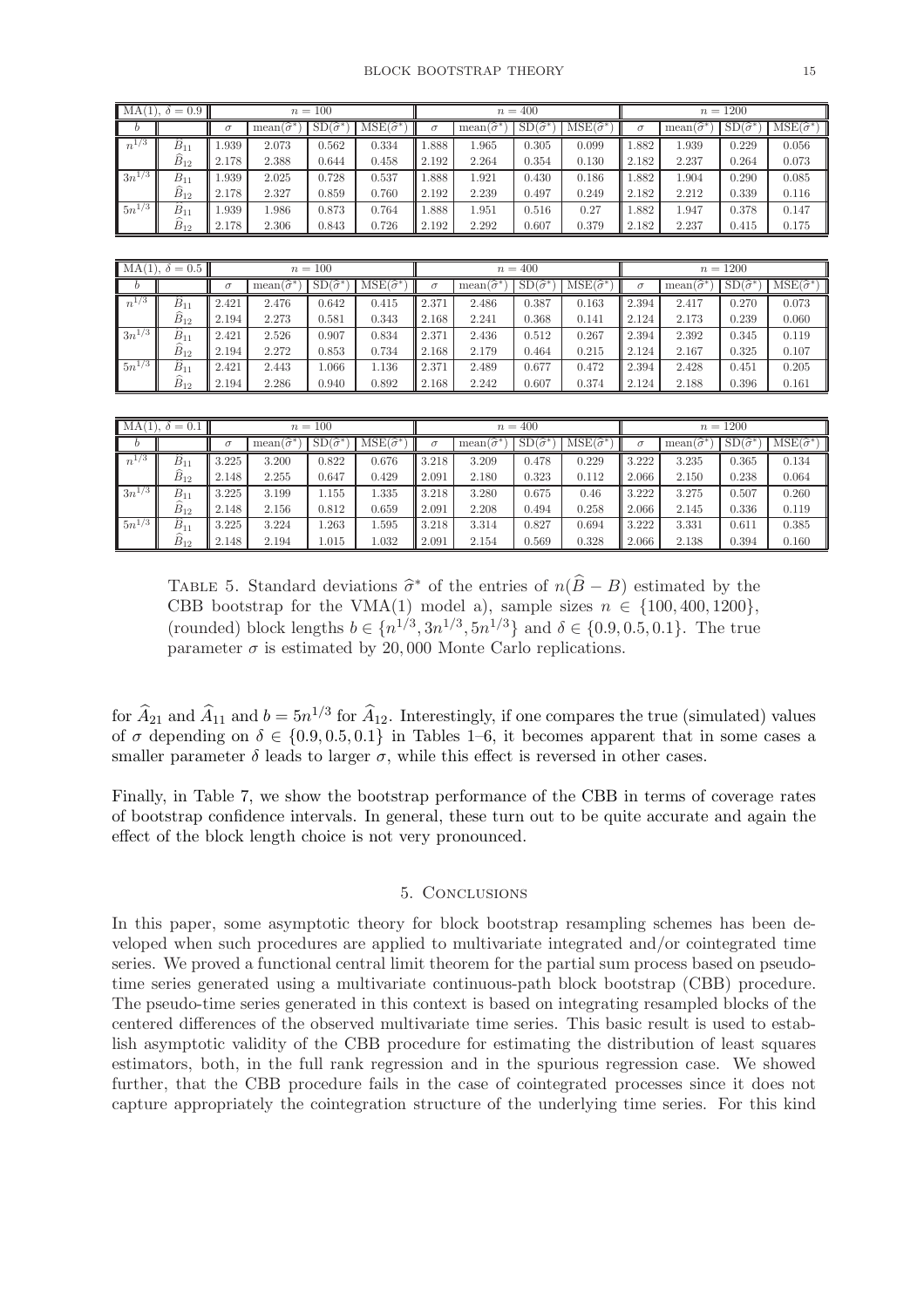| MA(1), $\delta = 0.9$ | | $n = 100$ | | | | $n = 400$ | | | | $n = 1200$ | | | |
|---|---|---|---|---|---|---|---|---|---|---|---|---|---|
| $b$ | | $\sigma$ | mean($\widehat{\sigma}^*$) | SD($\widehat{\sigma}^*$) | MSE($\widehat{\sigma}^*$) | $\sigma$ | mean($\widehat{\sigma}^*$) | SD($\widehat{\sigma}^*$) | MSE($\widehat{\sigma}^*$) | $\sigma$ | mean($\widehat{\sigma}^*$) | SD($\widehat{\sigma}^*$) | MSE($\widehat{\sigma}^*$) |
| $n^{1/3}$ | $\widehat{B}_{11}$ | 1.939 | 2.073 | 0.562 | 0.334 | 1.888 | 1.965 | 0.305 | 0.099 | 1.882 | 1.939 | 0.229 | 0.056 |
| | $\widehat{B}_{12}$ | 2.178 | 2.388 | 0.644 | 0.458 | 2.192 | 2.264 | 0.354 | 0.130 | 2.182 | 2.237 | 0.264 | 0.073 |
| $3n^{1/3}$ | $\widehat{B}_{11}$ | 1.939 | 2.025 | 0.728 | 0.537 | 1.888 | 1.921 | 0.430 | 0.186 | 1.882 | 1.904 | 0.290 | 0.085 |
| | $\widehat{B}_{12}$ | 2.178 | 2.327 | 0.859 | 0.760 | 2.192 | 2.239 | 0.497 | 0.249 | 2.182 | 2.212 | 0.339 | 0.116 |
| $5n^{1/3}$ | $\widehat{B}_{11}$ | 1.939 | 1.986 | 0.873 | 0.764 | 1.888 | 1.951 | 0.516 | 0.27 | 1.882 | 1.947 | 0.378 | 0.147 |
| | $\widehat{B}_{12}$ | 2.178 | 2.306 | 0.843 | 0.726 | 2.192 | 2.292 | 0.607 | 0.379 | 2.182 | 2.237 | 0.415 | 0.175 |

| MA(1), $\delta = 0.5$ | | $n = 100$ | | | | $n = 400$ | | | | $n = 1200$ | | | |
|---|---|---|---|---|---|---|---|---|---|---|---|---|---|
| $b$ | | $\sigma$ | mean($\widehat{\sigma}^*$) | SD($\widehat{\sigma}^*$) | MSE($\widehat{\sigma}^*$) | $\sigma$ | mean($\widehat{\sigma}^*$) | SD($\widehat{\sigma}^*$) | MSE($\widehat{\sigma}^*$) | $\sigma$ | mean($\widehat{\sigma}^*$) | SD($\widehat{\sigma}^*$) | MSE($\widehat{\sigma}^*$) |
| $n^{1/3}$ | $\widehat{B}_{11}$ | 2.421 | 2.476 | 0.642 | 0.415 | 2.371 | 2.486 | 0.387 | 0.163 | 2.394 | 2.417 | 0.270 | 0.073 |
| | $\widehat{B}_{12}$ | 2.194 | 2.273 | 0.581 | 0.343 | 2.168 | 2.241 | 0.368 | 0.141 | 2.124 | 2.173 | 0.239 | 0.060 |
| $3n^{1/3}$ | $\widehat{B}_{11}$ | 2.421 | 2.526 | 0.907 | 0.834 | 2.371 | 2.436 | 0.512 | 0.267 | 2.394 | 2.392 | 0.345 | 0.119 |
| | $\widehat{B}_{12}$ | 2.194 | 2.272 | 0.853 | 0.734 | 2.168 | 2.179 | 0.464 | 0.215 | 2.124 | 2.167 | 0.325 | 0.107 |
| $5n^{1/3}$ | $\widehat{B}_{11}$ | 2.421 | 2.443 | 1.066 | 1.136 | 2.371 | 2.489 | 0.677 | 0.472 | 2.394 | 2.428 | 0.451 | 0.205 |
| | $\widehat{B}_{12}$ | 2.194 | 2.286 | 0.940 | 0.892 | 2.168 | 2.242 | 0.607 | 0.374 | 2.124 | 2.188 | 0.396 | 0.161 |

| MA(1), $\delta = 0.1$ | | $n = 100$ | | | | $n = 400$ | | | | $n = 1200$ | | | |
|---|---|---|---|---|---|---|---|---|---|---|---|---|---|
| $b$ | | $\sigma$ | mean($\widehat{\sigma}^*$) | SD($\widehat{\sigma}^*$) | MSE($\widehat{\sigma}^*$) | $\sigma$ | mean($\widehat{\sigma}^*$) | SD($\widehat{\sigma}^*$) | MSE($\widehat{\sigma}^*$) | $\sigma$ | mean($\widehat{\sigma}^*$) | SD($\widehat{\sigma}^*$) | MSE($\widehat{\sigma}^*$) |
| $n^{1/3}$ | $\widehat{B}_{11}$ | 3.225 | 3.200 | 0.822 | 0.676 | 3.218 | 3.209 | 0.478 | 0.229 | 3.222 | 3.235 | 0.365 | 0.134 |
| | $\widehat{B}_{12}$ | 2.148 | 2.255 | 0.647 | 0.429 | 2.091 | 2.180 | 0.323 | 0.112 | 2.066 | 2.150 | 0.238 | 0.064 |
| $3n^{1/3}$ | $\widehat{B}_{11}$ | 3.225 | 3.199 | 1.155 | 1.335 | 3.218 | 3.280 | 0.675 | 0.46 | 3.222 | 3.275 | 0.507 | 0.260 |
| | $\widehat{B}_{12}$ | 2.148 | 2.156 | 0.812 | 0.659 | 2.091 | 2.208 | 0.494 | 0.258 | 2.066 | 2.145 | 0.336 | 0.119 |
| $5n^{1/3}$ | $\widehat{B}_{11}$ | 3.225 | 3.224 | 1.263 | 1.595 | 3.218 | 3.314 | 0.827 | 0.694 | 3.222 | 3.331 | 0.611 | 0.385 |
| | $\widehat{B}_{12}$ | 2.148 | 2.194 | 1.015 | 1.032 | 2.091 | 2.154 | 0.569 | 0.328 | 2.066 | 2.138 | 0.394 | 0.160 |

TABLE 5. Standard deviations $\widehat{\sigma}^*$ of the entries of $n(\widehat{B} - B)$ estimated by the CBB bootstrap for the VMA(1) model a), sample sizes $n \in \{100, 400, 1200\}$, (rounded) block lengths $b \in \{n^{1/3}, 3n^{1/3}, 5n^{1/3}\}$ and $\delta \in \{0.9, 0.5, 0.1\}$. The true parameter $\sigma$ is estimated by 20,000 Monte Carlo replications.

for $\widehat{A}_{21}$ and $\widehat{A}_{11}$ and $b = 5n^{1/3}$ for $\widehat{A}_{12}$. Interestingly, if one compares the true (simulated) values of $\sigma$ depending on $\delta \in \{0.9, 0.5, 0.1\}$ in Tables 1–6, it becomes apparent that in some cases a smaller parameter $\delta$ leads to larger $\sigma$, while this effect is reversed in other cases.

Finally, in Table 7, we show the bootstrap performance of the CBB in terms of coverage rates of bootstrap confidence intervals. In general, these turn out to be quite accurate and again the effect of the block length choice is not very pronounced.

## 5. Conclusions

In this paper, some asymptotic theory for block bootstrap resampling schemes has been developed when such procedures are applied to multivariate integrated and/or cointegrated time series. We proved a functional central limit theorem for the partial sum process based on pseudo-time series generated using a multivariate continuous-path block bootstrap (CBB) procedure. The pseudo-time series generated in this context is based on integrating resampled blocks of the centered differences of the observed multivariate time series. This basic result is used to establish asymptotic validity of the CBB procedure for estimating the distribution of least squares estimators, both, in the full rank regression and in the spurious regression case. We showed further, that the CBB procedure fails in the case of cointegrated processes since it does not capture appropriately the cointegration structure of the underlying time series. For this kind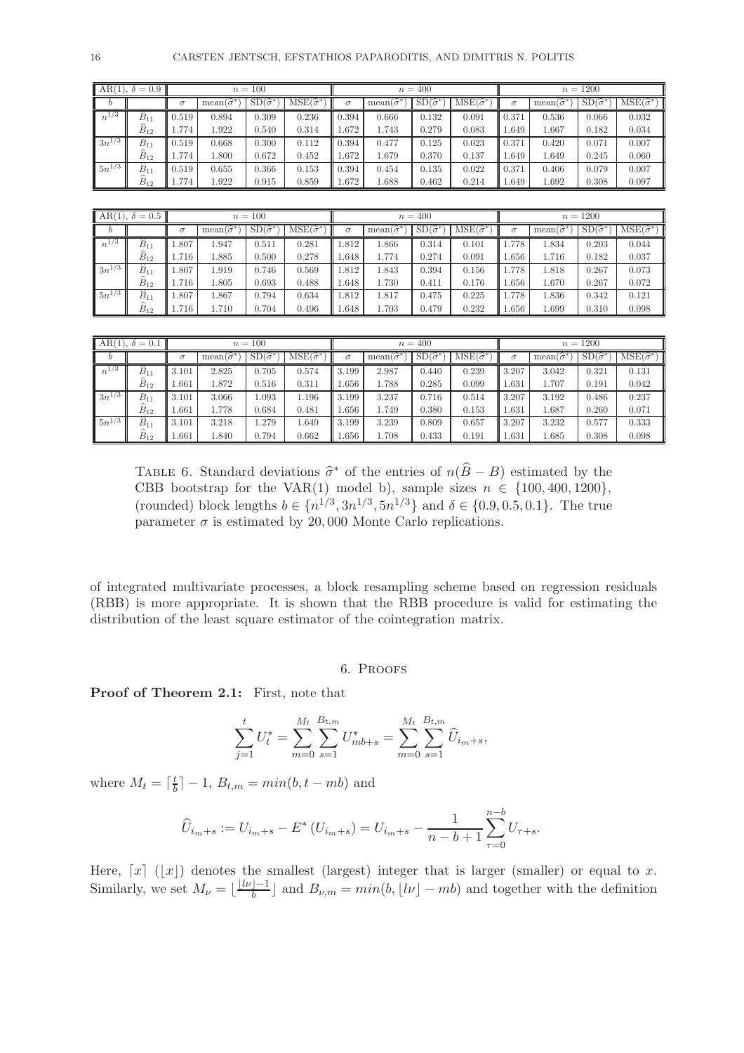| AR(1), $\delta = 0.9$ | | $n = 100$ | | | | $n = 400$ | | | | $n = 1200$ | | | |
|---|---|---|---|---|---|---|---|---|---|---|---|---|---|
| $b$ | | $\sigma$ | mean($\widehat{\sigma}^*$) | SD($\widehat{\sigma}^*$) | MSE($\widehat{\sigma}^*$) | $\sigma$ | mean($\widehat{\sigma}^*$) | SD($\widehat{\sigma}^*$) | MSE($\widehat{\sigma}^*$) | $\sigma$ | mean($\widehat{\sigma}^*$) | SD($\widehat{\sigma}^*$) | MSE($\widehat{\sigma}^*$) |
| $n^{1/3}$ | $\widehat{B}_{11}$ | 0.519 | 0.894 | 0.309 | 0.236 | 0.394 | 0.666 | 0.132 | 0.091 | 0.371 | 0.536 | 0.066 | 0.032 |
| | $\widehat{B}_{12}$ | 1.774 | 1.922 | 0.540 | 0.314 | 1.672 | 1.743 | 0.279 | 0.083 | 1.649 | 1.667 | 0.182 | 0.034 |
| $3n^{1/3}$ | $\widehat{B}_{11}$ | 0.519 | 0.668 | 0.300 | 0.112 | 0.394 | 0.477 | 0.125 | 0.023 | 0.371 | 0.420 | 0.071 | 0.007 |
| | $\widehat{B}_{12}$ | 1.774 | 1.800 | 0.672 | 0.452 | 1.672 | 1.679 | 0.370 | 0.137 | 1.649 | 1.649 | 0.245 | 0.060 |
| $5n^{1/3}$ | $\widehat{B}_{11}$ | 0.519 | 0.655 | 0.366 | 0.153 | 0.394 | 0.454 | 0.135 | 0.022 | 0.371 | 0.406 | 0.079 | 0.007 |
| | $\widehat{B}_{12}$ | 1.774 | 1.922 | 0.915 | 0.859 | 1.672 | 1.688 | 0.462 | 0.214 | 1.649 | 1.692 | 0.308 | 0.097 |

| AR(1), $\delta = 0.5$ | | $n = 100$ | | | | $n = 400$ | | | | $n = 1200$ | | | |
|---|---|---|---|---|---|---|---|---|---|---|---|---|---|
| $b$ | | $\sigma$ | mean($\widehat{\sigma}^*$) | SD($\widehat{\sigma}^*$) | MSE($\widehat{\sigma}^*$) | $\sigma$ | mean($\widehat{\sigma}^*$) | SD($\widehat{\sigma}^*$) | MSE($\widehat{\sigma}^*$) | $\sigma$ | mean($\widehat{\sigma}^*$) | SD($\widehat{\sigma}^*$) | MSE($\widehat{\sigma}^*$) |
| $n^{1/3}$ | $\widehat{B}_{11}$ | 1.807 | 1.947 | 0.511 | 0.281 | 1.812 | 1.866 | 0.314 | 0.101 | 1.778 | 1.834 | 0.203 | 0.044 |
| | $\widehat{B}_{12}$ | 1.716 | 1.885 | 0.500 | 0.278 | 1.648 | 1.774 | 0.274 | 0.091 | 1.656 | 1.716 | 0.182 | 0.037 |
| $3n^{1/3}$ | $\widehat{B}_{11}$ | 1.807 | 1.919 | 0.746 | 0.569 | 1.812 | 1.843 | 0.394 | 0.156 | 1.778 | 1.818 | 0.267 | 0.073 |
| | $\widehat{B}_{12}$ | 1.716 | 1.805 | 0.693 | 0.488 | 1.648 | 1.730 | 0.411 | 0.176 | 1.656 | 1.670 | 0.267 | 0.072 |
| $5n^{1/3}$ | $\widehat{B}_{11}$ | 1.807 | 1.867 | 0.794 | 0.634 | 1.812 | 1.817 | 0.475 | 0.225 | 1.778 | 1.836 | 0.342 | 0.121 |
| | $\widehat{B}_{12}$ | 1.716 | 1.710 | 0.704 | 0.496 | 1.648 | 1.703 | 0.479 | 0.232 | 1.656 | 1.699 | 0.310 | 0.098 |

| AR(1), $\delta = 0.1$ | | $n = 100$ | | | | $n = 400$ | | | | $n = 1200$ | | | |
|---|---|---|---|---|---|---|---|---|---|---|---|---|---|
| $b$ | | $\sigma$ | mean($\widehat{\sigma}^*$) | SD($\widehat{\sigma}^*$) | MSE($\widehat{\sigma}^*$) | $\sigma$ | mean($\widehat{\sigma}^*$) | SD($\widehat{\sigma}^*$) | MSE($\widehat{\sigma}^*$) | $\sigma$ | mean($\widehat{\sigma}^*$) | SD($\widehat{\sigma}^*$) | MSE($\widehat{\sigma}^*$) |
| $n^{1/3}$ | $\widehat{B}_{11}$ | 3.101 | 2.825 | 0.705 | 0.574 | 3.199 | 2.987 | 0.440 | 0.239 | 3.207 | 3.042 | 0.321 | 0.131 |
| | $\widehat{B}_{12}$ | 1.661 | 1.872 | 0.516 | 0.311 | 1.656 | 1.788 | 0.285 | 0.099 | 1.631 | 1.707 | 0.191 | 0.042 |
| $3n^{1/3}$ | $\widehat{B}_{11}$ | 3.101 | 3.066 | 1.093 | 1.196 | 3.199 | 3.237 | 0.716 | 0.514 | 3.207 | 3.192 | 0.486 | 0.237 |
| | $\widehat{B}_{12}$ | 1.661 | 1.778 | 0.684 | 0.481 | 1.656 | 1.749 | 0.380 | 0.153 | 1.631 | 1.687 | 0.260 | 0.071 |
| $5n^{1/3}$ | $\widehat{B}_{11}$ | 3.101 | 3.218 | 1.279 | 1.649 | 3.199 | 3.239 | 0.809 | 0.657 | 3.207 | 3.232 | 0.577 | 0.333 |
| | $\widehat{B}_{12}$ | 1.661 | 1.840 | 0.794 | 0.662 | 1.656 | 1.708 | 0.433 | 0.191 | 1.631 | 1.685 | 0.308 | 0.098 |

Table 6. Standard deviations $\widehat{\sigma}^*$ of the entries of $n(\widehat{B} - B)$ estimated by the CBB bootstrap for the VAR(1) model b), sample sizes $n \in \{100, 400, 1200\}$, (rounded) block lengths $b \in \{n^{1/3}, 3n^{1/3}, 5n^{1/3}\}$ and $\delta \in \{0.9, 0.5, 0.1\}$. The true parameter $\sigma$ is estimated by 20,000 Monte Carlo replications.

of integrated multivariate processes, a block resampling scheme based on regression residuals (RBB) is more appropriate. It is shown that the RBB procedure is valid for estimating the distribution of the least square estimator of the cointegration matrix.

## 6. Proofs

**Proof of Theorem 2.1:** First, note that

$$\sum_{j=1}^{t} U_t^* = \sum_{m=0}^{M_t} \sum_{s=1}^{B_{t,m}} U_{mb+s}^* = \sum_{m=0}^{M_t} \sum_{s=1}^{B_{t,m}} \widehat{U}_{i_m+s},$$

where $M_t = \lceil \frac{t}{b} \rceil - 1$, $B_{t,m} = min(b, t - mb)$ and

$$\widehat{U}_{i_m+s} := U_{i_m+s} - E^*(U_{i_m+s}) = U_{i_m+s} - \frac{1}{n-b+1} \sum_{\tau=0}^{n-b} U_{\tau+s}.$$

Here, $\lceil x \rceil$ ($\lfloor x \rfloor$) denotes the smallest (largest) integer that is larger (smaller) or equal to $x$. Similarly, we set $M_\nu = \lfloor \frac{\lfloor l\nu \rfloor - 1}{b} \rfloor$ and $B_{\nu,m} = min(b, \lfloor l\nu \rfloor - mb)$ and together with the definition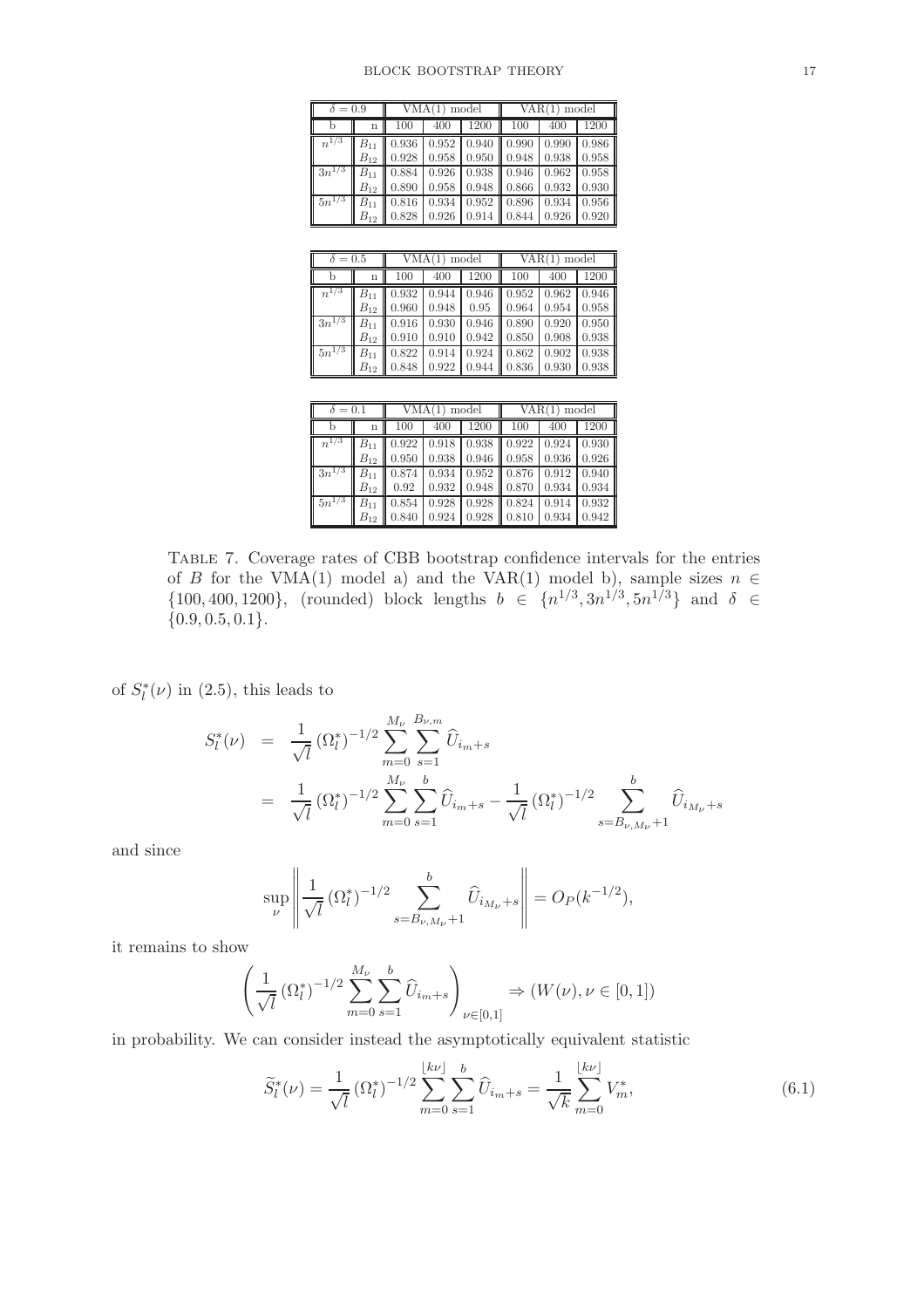| $\delta = 0.9$ | | VMA(1) model | | | VAR(1) model | | |
|---|---|---|---|---|---|---|---|
| b | n | 100 | 400 | 1200 | 100 | 400 | 1200 |
| $n^{1/3}$ | $B_{11}$ | 0.936 | 0.952 | 0.940 | 0.990 | 0.990 | 0.986 |
| | $B_{12}$ | 0.928 | 0.958 | 0.950 | 0.948 | 0.938 | 0.958 |
| $3n^{1/3}$ | $B_{11}$ | 0.884 | 0.926 | 0.938 | 0.946 | 0.962 | 0.958 |
| | $B_{12}$ | 0.890 | 0.958 | 0.948 | 0.866 | 0.932 | 0.930 |
| $5n^{1/3}$ | $B_{11}$ | 0.816 | 0.934 | 0.952 | 0.896 | 0.934 | 0.956 |
| | $B_{12}$ | 0.828 | 0.926 | 0.914 | 0.844 | 0.926 | 0.920 |

| $\delta = 0.5$ | | VMA(1) model | | | VAR(1) model | | |
|---|---|---|---|---|---|---|---|
| b | n | 100 | 400 | 1200 | 100 | 400 | 1200 |
| $n^{1/3}$ | $B_{11}$ | 0.932 | 0.944 | 0.946 | 0.952 | 0.962 | 0.946 |
| | $B_{12}$ | 0.960 | 0.948 | 0.95 | 0.964 | 0.954 | 0.958 |
| $3n^{1/3}$ | $B_{11}$ | 0.916 | 0.930 | 0.946 | 0.890 | 0.920 | 0.950 |
| | $B_{12}$ | 0.910 | 0.910 | 0.942 | 0.850 | 0.908 | 0.938 |
| $5n^{1/3}$ | $B_{11}$ | 0.822 | 0.914 | 0.924 | 0.862 | 0.902 | 0.938 |
| | $B_{12}$ | 0.848 | 0.922 | 0.944 | 0.836 | 0.930 | 0.938 |

| $\delta = 0.1$ | | VMA(1) model | | | VAR(1) model | | |
|---|---|---|---|---|---|---|---|
| b | n | 100 | 400 | 1200 | 100 | 400 | 1200 |
| $n^{1/3}$ | $B_{11}$ | 0.922 | 0.918 | 0.938 | 0.922 | 0.924 | 0.930 |
| | $B_{12}$ | 0.950 | 0.938 | 0.946 | 0.958 | 0.936 | 0.926 |
| $3n^{1/3}$ | $B_{11}$ | 0.874 | 0.934 | 0.952 | 0.876 | 0.912 | 0.940 |
| | $B_{12}$ | 0.92 | 0.932 | 0.948 | 0.870 | 0.934 | 0.934 |
| $5n^{1/3}$ | $B_{11}$ | 0.854 | 0.928 | 0.928 | 0.824 | 0.914 | 0.932 |
| | $B_{12}$ | 0.840 | 0.924 | 0.928 | 0.810 | 0.934 | 0.942 |

Table 7. Coverage rates of CBB bootstrap confidence intervals for the entries of $B$ for the VMA(1) model a) and the VAR(1) model b), sample sizes $n \in \{100, 400, 1200\}$, (rounded) block lengths $b \in \{n^{1/3}, 3n^{1/3}, 5n^{1/3}\}$ and $\delta \in \{0.9, 0.5, 0.1\}$.

of $S_l^*(\nu)$ in (2.5), this leads to

$$
\begin{aligned}
S_l^*(\nu) &= \frac{1}{\sqrt{l}} \left(\Omega_l^*\right)^{-1/2} \sum_{m=0}^{M_\nu} \sum_{s=1}^{B_{\nu,m}} \widehat{U}_{i_m+s} \\
&= \frac{1}{\sqrt{l}} \left(\Omega_l^*\right)^{-1/2} \sum_{m=0}^{M_\nu} \sum_{s=1}^{b} \widehat{U}_{i_m+s} - \frac{1}{\sqrt{l}} \left(\Omega_l^*\right)^{-1/2} \sum_{s=B_{\nu,M_\nu}+1}^{b} \widehat{U}_{i_{M_\nu}+s}
\end{aligned}
$$

and since

$$
\sup_{\nu} \left\| \frac{1}{\sqrt{l}} \left(\Omega_l^*\right)^{-1/2} \sum_{s=B_{\nu,M_\nu}+1}^{b} \widehat{U}_{i_{M_\nu}+s} \right\| = O_P(k^{-1/2}),
$$

it remains to show

$$
\left( \frac{1}{\sqrt{l}} \left(\Omega_l^*\right)^{-1/2} \sum_{m=0}^{M_\nu} \sum_{s=1}^{b} \widehat{U}_{i_m+s} \right)_{\nu \in [0,1]} \Rightarrow \left(W(\nu), \nu \in [0,1]\right)
$$

in probability. We can consider instead the asymptotically equivalent statistic

$$
\widetilde{S}_l^*(\nu) = \frac{1}{\sqrt{l}} \left(\Omega_l^*\right)^{-1/2} \sum_{m=0}^{\lfloor k\nu \rfloor} \sum_{s=1}^{b} \widehat{U}_{i_m+s} = \frac{1}{\sqrt{k}} \sum_{m=0}^{\lfloor k\nu \rfloor} V_m^*, \tag{6.1}
$$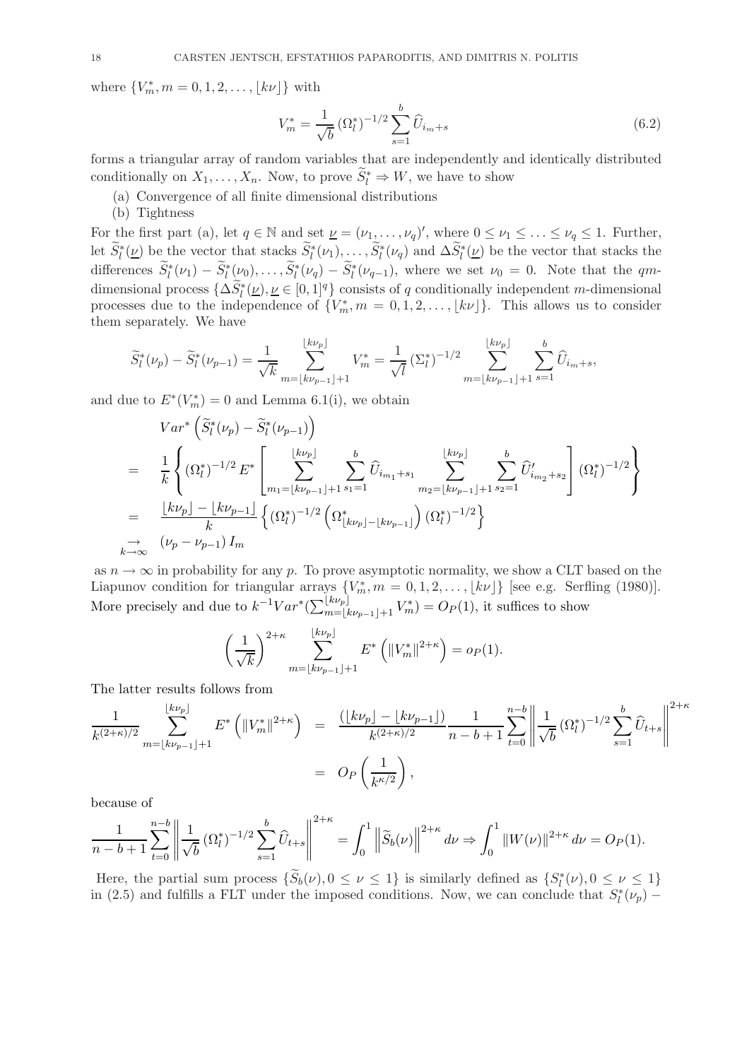where $\{V_m^*, m = 0, 1, 2, \ldots, \lfloor k\nu \rfloor\}$ with

$$V_m^* = \frac{1}{\sqrt{b}} (\Omega_l^*)^{-1/2} \sum_{s=1}^{b} \widehat{U}_{i_m+s} \tag{6.2}$$

forms a triangular array of random variables that are independently and identically distributed conditionally on $X_1, \ldots, X_n$. Now, to prove $\widetilde{S}_l^* \Rightarrow W$, we have to show

(a) Convergence of all finite dimensional distributions
(b) Tightness

For the first part (a), let $q \in \mathbb{N}$ and set $\underline{\nu} = (\nu_1, \ldots, \nu_q)'$, where $0 \leq \nu_1 \leq \ldots \leq \nu_q \leq 1$. Further, let $\widetilde{S}_l^*(\underline{\nu})$ be the vector that stacks $\widetilde{S}_l^*(\nu_1), \ldots, \widetilde{S}_l^*(\nu_q)$ and $\Delta\widetilde{S}_l^*(\underline{\nu})$ be the vector that stacks the differences $\widetilde{S}_l^*(\nu_1) - \widetilde{S}_l^*(\nu_0), \ldots, \widetilde{S}_l^*(\nu_q) - \widetilde{S}_l^*(\nu_{q-1})$, where we set $\nu_0 = 0$. Note that the $qm$-dimensional process $\{\Delta\widetilde{S}_l^*(\underline{\nu}), \underline{\nu} \in [0,1]^q\}$ consists of $q$ conditionally independent $m$-dimensional processes due to the independence of $\{V_m^*, m = 0, 1, 2, \ldots, \lfloor k\nu \rfloor\}$. This allows us to consider them separately. We have

$$\widetilde{S}_l^*(\nu_p) - \widetilde{S}_l^*(\nu_{p-1}) = \frac{1}{\sqrt{k}} \sum_{m=\lfloor k\nu_{p-1}\rfloor+1}^{\lfloor k\nu_p \rfloor} V_m^* = \frac{1}{\sqrt{l}} (\Sigma_l^*)^{-1/2} \sum_{m=\lfloor k\nu_{p-1}\rfloor+1}^{\lfloor k\nu_p \rfloor} \sum_{s=1}^{b} \widehat{U}_{i_m+s},$$

and due to $E^*(V_m^*) = 0$ and Lemma 6.1(i), we obtain

$$\begin{aligned}
& Var^*\left(\widetilde{S}_l^*(\nu_p) - \widetilde{S}_l^*(\nu_{p-1})\right) \\
= \quad & \frac{1}{k}\left\{(\Omega_l^*)^{-1/2} E^*\left[\sum_{m_1=\lfloor k\nu_{p-1}\rfloor+1}^{\lfloor k\nu_p \rfloor} \sum_{s_1=1}^{b} \widehat{U}_{i_{m_1}+s_1} \sum_{m_2=\lfloor k\nu_{p-1}\rfloor+1}^{\lfloor k\nu_p \rfloor} \sum_{s_2=1}^{b} \widehat{U}'_{i_{m_2}+s_2}\right](\Omega_l^*)^{-1/2}\right\} \\
= \quad & \frac{\lfloor k\nu_p \rfloor - \lfloor k\nu_{p-1} \rfloor}{k}\left\{(\Omega_l^*)^{-1/2}\left(\Omega^*_{\lfloor k\nu_p \rfloor - \lfloor k\nu_{p-1} \rfloor}\right)(\Omega_l^*)^{-1/2}\right\} \\
\underset{k\to\infty}{\to} \quad & (\nu_p - \nu_{p-1}) I_m
\end{aligned}$$

as $n \to \infty$ in probability for any $p$. To prove asymptotic normality, we show a CLT based on the Liapunov condition for triangular arrays $\{V_m^*, m = 0, 1, 2, \ldots, \lfloor k\nu \rfloor\}$ [see e.g. Serfling (1980)]. More precisely and due to $k^{-1} Var^*(\sum_{m=\lfloor k\nu_{p-1}\rfloor+1}^{\lfloor k\nu_p \rfloor} V_m^*) = O_P(1)$, it suffices to show

$$\left(\frac{1}{\sqrt{k}}\right)^{2+\kappa} \sum_{m=\lfloor k\nu_{p-1}\rfloor+1}^{\lfloor k\nu_p \rfloor} E^*\left(\|V_m^*\|^{2+\kappa}\right) = o_P(1).$$

The latter results follows from

$$\begin{aligned}
\frac{1}{k^{(2+\kappa)/2}} \sum_{m=\lfloor k\nu_{p-1}\rfloor+1}^{\lfloor k\nu_p \rfloor} E^*\left(\|V_m^*\|^{2+\kappa}\right) &= \frac{(\lfloor k\nu_p \rfloor - \lfloor k\nu_{p-1} \rfloor)}{k^{(2+\kappa)/2}} \frac{1}{n-b+1} \sum_{t=0}^{n-b} \left\| \frac{1}{\sqrt{b}} (\Omega_l^*)^{-1/2} \sum_{s=1}^{b} \widehat{U}_{t+s} \right\|^{2+\kappa} \\
&= O_P\left(\frac{1}{k^{\kappa/2}}\right),
\end{aligned}$$

because of

$$\frac{1}{n-b+1} \sum_{t=0}^{n-b} \left\| \frac{1}{\sqrt{b}} (\Omega_l^*)^{-1/2} \sum_{s=1}^{b} \widehat{U}_{t+s} \right\|^{2+\kappa} = \int_0^1 \left\|\widetilde{S}_b(\nu)\right\|^{2+\kappa} d\nu \Rightarrow \int_0^1 \|W(\nu)\|^{2+\kappa} d\nu = O_P(1).$$

Here, the partial sum process $\{\widetilde{S}_b(\nu), 0 \leq \nu \leq 1\}$ is similarly defined as $\{S_l^*(\nu), 0 \leq \nu \leq 1\}$ in (2.5) and fulfills a FLT under the imposed conditions. Now, we can conclude that $S_l^*(\nu_p) -$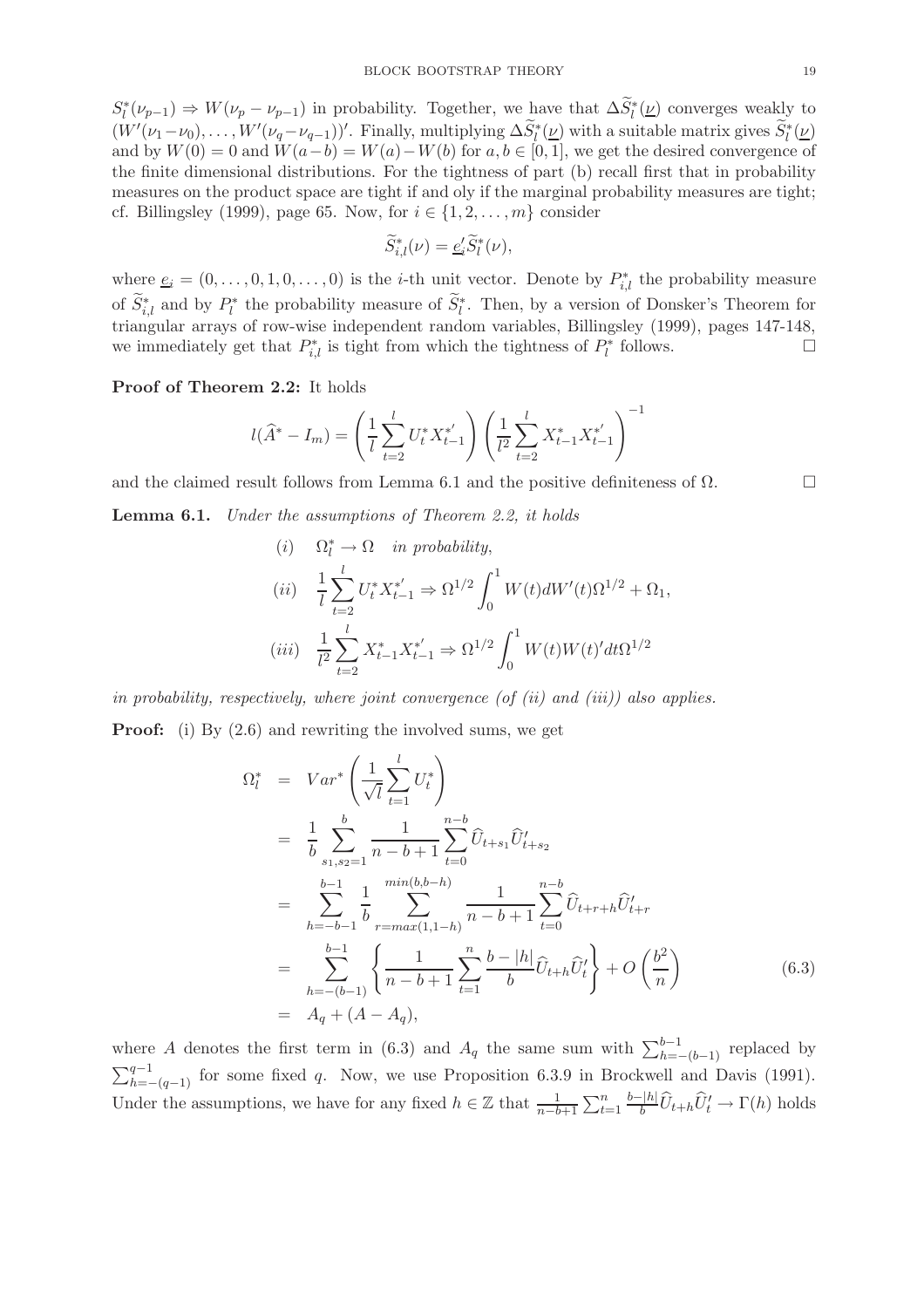$S_l^*(\nu_{p-1}) \Rightarrow W(\nu_p - \nu_{p-1})$ in probability. Together, we have that $\Delta\widetilde{S}_l^*(\underline{\nu})$ converges weakly to $(W'(\nu_1-\nu_0), \ldots, W'(\nu_q-\nu_{q-1}))'$. Finally, multiplying $\Delta\widetilde{S}_l^*(\underline{\nu})$ with a suitable matrix gives $\widetilde{S}_l^*(\underline{\nu})$ and by $W(0) = 0$ and $W(a-b) = W(a) - W(b)$ for $a, b \in [0,1]$, we get the desired convergence of the finite dimensional distributions. For the tightness of part (b) recall first that in probability measures on the product space are tight if and oly if the marginal probability measures are tight; cf. Billingsley (1999), page 65. Now, for $i \in \{1, 2, \ldots, m\}$ consider

$$\widetilde{S}_{i,l}^*(\nu) = \underline{e}_i'\widetilde{S}_l^*(\nu),$$

where $\underline{e}_i = (0, \ldots, 0, 1, 0, \ldots, 0)$ is the $i$-th unit vector. Denote by $P_{i,l}^*$ the probability measure of $\widetilde{S}_{i,l}^*$ and by $P_l^*$ the probability measure of $\widetilde{S}_l^*$. Then, by a version of Donsker's Theorem for triangular arrays of row-wise independent random variables, Billingsley (1999), pages 147-148, we immediately get that $P_{i,l}^*$ is tight from which the tightness of $P_l^*$ follows. $\square$

**Proof of Theorem 2.2:** It holds

$$l(\widehat{A}^* - I_m) = \left(\frac{1}{l}\sum_{t=2}^{l} U_t^* X_{t-1}^{*'}\right)\left(\frac{1}{l^2}\sum_{t=2}^{l} X_{t-1}^* X_{t-1}^{*'}\right)^{-1}$$

and the claimed result follows from Lemma 6.1 and the positive definiteness of $\Omega$. $\square$

**Lemma 6.1.** *Under the assumptions of Theorem 2.2, it holds*

$$(i) \quad \Omega_l^* \to \Omega \quad \textit{in probability},$$

$$(ii) \quad \frac{1}{l}\sum_{t=2}^{l} U_t^* X_{t-1}^{*'} \Rightarrow \Omega^{1/2}\int_0^1 W(t)dW'(t)\Omega^{1/2} + \Omega_1,$$

$$(iii) \quad \frac{1}{l^2}\sum_{t=2}^{l} X_{t-1}^* X_{t-1}^{*'} \Rightarrow \Omega^{1/2}\int_0^1 W(t)W(t)'dt\Omega^{1/2}$$

*in probability, respectively, where joint convergence (of (ii) and (iii)) also applies.*

**Proof:** (i) By (2.6) and rewriting the involved sums, we get

$$\begin{aligned}
\Omega_l^* &= Var^*\left(\frac{1}{\sqrt{l}}\sum_{t=1}^{l} U_t^*\right) \\
&= \frac{1}{b}\sum_{s_1,s_2=1}^{b} \frac{1}{n-b+1}\sum_{t=0}^{n-b} \widehat{U}_{t+s_1}\widehat{U}_{t+s_2}' \\
&= \sum_{h=-b-1}^{b-1} \frac{1}{b}\sum_{r=max(1,1-h)}^{min(b,b-h)} \frac{1}{n-b+1}\sum_{t=0}^{n-b} \widehat{U}_{t+r+h}\widehat{U}_{t+r}' \\
&= \sum_{h=-(b-1)}^{b-1}\left\{\frac{1}{n-b+1}\sum_{t=1}^{n}\frac{b-|h|}{b}\widehat{U}_{t+h}\widehat{U}_t'\right\} + O\left(\frac{b^2}{n}\right) \qquad (6.3)\\
&= A_q + (A - A_q),
\end{aligned}$$

where $A$ denotes the first term in (6.3) and $A_q$ the same sum with $\sum_{h=-(b-1)}^{b-1}$ replaced by $\sum_{h=-(q-1)}^{q-1}$ for some fixed $q$. Now, we use Proposition 6.3.9 in Brockwell and Davis (1991). Under the assumptions, we have for any fixed $h \in \mathbb{Z}$ that $\frac{1}{n-b+1}\sum_{t=1}^{n}\frac{b-|h|}{b}\widehat{U}_{t+h}\widehat{U}_t' \to \Gamma(h)$ holds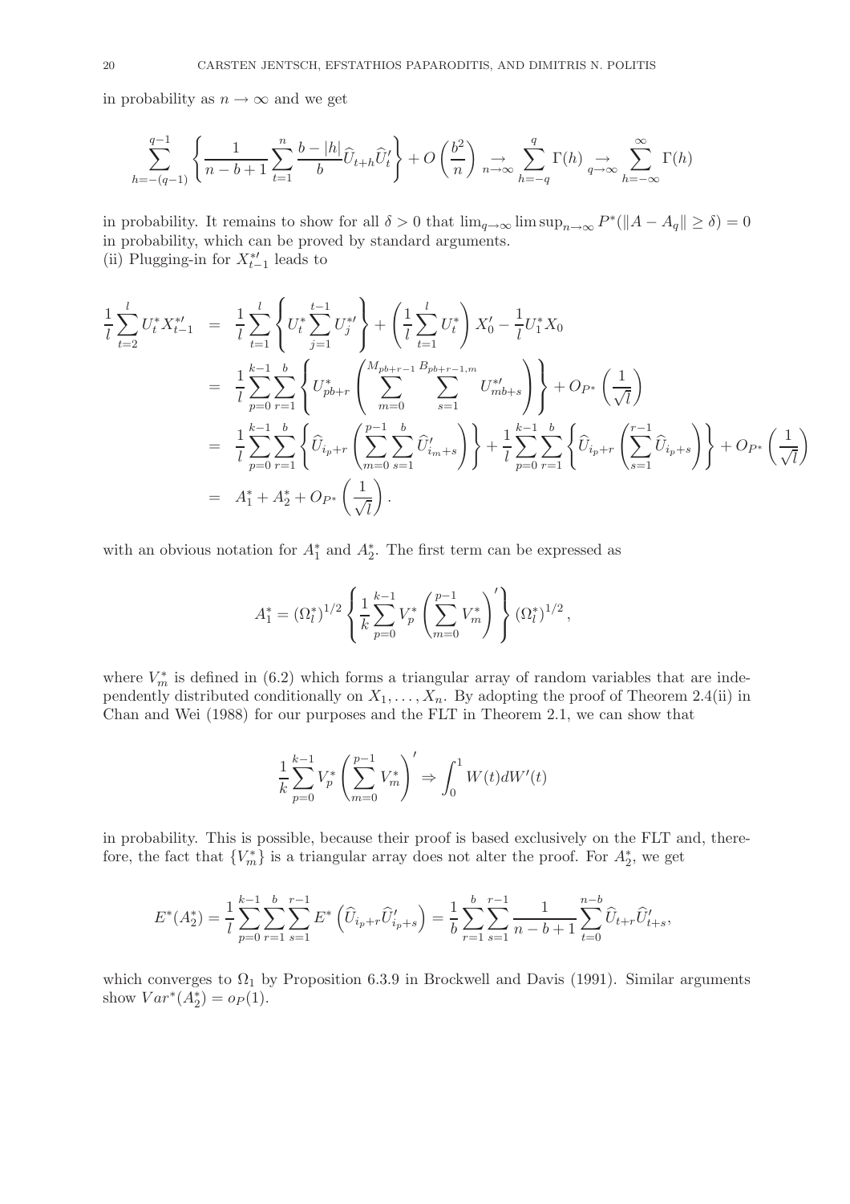in probability as $n \to \infty$ and we get

$$\sum_{h=-(q-1)}^{q-1} \left\{ \frac{1}{n-b+1} \sum_{t=1}^{n} \frac{b-|h|}{b} \widehat{U}_{t+h} \widehat{U}_t' \right\} + O\left(\frac{b^2}{n}\right) \underset{n\to\infty}{\to} \sum_{h=-q}^{q} \Gamma(h) \underset{q\to\infty}{\to} \sum_{h=-\infty}^{\infty} \Gamma(h)$$

in probability. It remains to show for all $\delta > 0$ that $\lim_{q\to\infty} \limsup_{n\to\infty} P^*(\|A - A_q\| \geq \delta) = 0$ in probability, which can be proved by standard arguments.

(ii) Plugging-in for $X_{t-1}^{*\prime}$ leads to

$$\begin{aligned}
\frac{1}{l}\sum_{t=2}^{l} U_t^* X_{t-1}^{*\prime} &= \frac{1}{l}\sum_{t=1}^{l}\left\{U_t^* \sum_{j=1}^{t-1} U_j^{*\prime}\right\} + \left(\frac{1}{l}\sum_{t=1}^{l} U_t^*\right) X_0' - \frac{1}{l} U_1^* X_0 \\
&= \frac{1}{l}\sum_{p=0}^{k-1}\sum_{r=1}^{b}\left\{U_{pb+r}^* \left(\sum_{m=0}^{M_{pb+r-1}} \sum_{s=1}^{B_{pb+r-1,m}} U_{mb+s}^{*\prime}\right)\right\} + O_{P^*}\left(\frac{1}{\sqrt{l}}\right) \\
&= \frac{1}{l}\sum_{p=0}^{k-1}\sum_{r=1}^{b}\left\{\widehat{U}_{i_p+r}\left(\sum_{m=0}^{p-1}\sum_{s=1}^{b}\widehat{U}_{i_m+s}'\right)\right\} + \frac{1}{l}\sum_{p=0}^{k-1}\sum_{r=1}^{b}\left\{\widehat{U}_{i_p+r}\left(\sum_{s=1}^{r-1}\widehat{U}_{i_p+s}\right)\right\} + O_{P^*}\left(\frac{1}{\sqrt{l}}\right) \\
&= A_1^* + A_2^* + O_{P^*}\left(\frac{1}{\sqrt{l}}\right).
\end{aligned}$$

with an obvious notation for $A_1^*$ and $A_2^*$. The first term can be expressed as

$$A_1^* = (\Omega_l^*)^{1/2}\left\{\frac{1}{k}\sum_{p=0}^{k-1} V_p^* \left(\sum_{m=0}^{p-1} V_m^*\right)'\right\}(\Omega_l^*)^{1/2},$$

where $V_m^*$ is defined in (6.2) which forms a triangular array of random variables that are independently distributed conditionally on $X_1, \ldots, X_n$. By adopting the proof of Theorem 2.4(ii) in Chan and Wei (1988) for our purposes and the FLT in Theorem 2.1, we can show that

$$\frac{1}{k}\sum_{p=0}^{k-1} V_p^* \left(\sum_{m=0}^{p-1} V_m^*\right)' \Rightarrow \int_0^1 W(t) dW'(t)$$

in probability. This is possible, because their proof is based exclusively on the FLT and, therefore, the fact that $\{V_m^*\}$ is a triangular array does not alter the proof. For $A_2^*$, we get

$$E^*(A_2^*) = \frac{1}{l}\sum_{p=0}^{k-1}\sum_{r=1}^{b}\sum_{s=1}^{r-1} E^*\left(\widehat{U}_{i_p+r}\widehat{U}_{i_p+s}'\right) = \frac{1}{b}\sum_{r=1}^{b}\sum_{s=1}^{r-1}\frac{1}{n-b+1}\sum_{t=0}^{n-b}\widehat{U}_{t+r}\widehat{U}_{t+s}',$$

which converges to $\Omega_1$ by Proposition 6.3.9 in Brockwell and Davis (1991). Similar arguments show $Var^*(A_2^*) = o_P(1)$.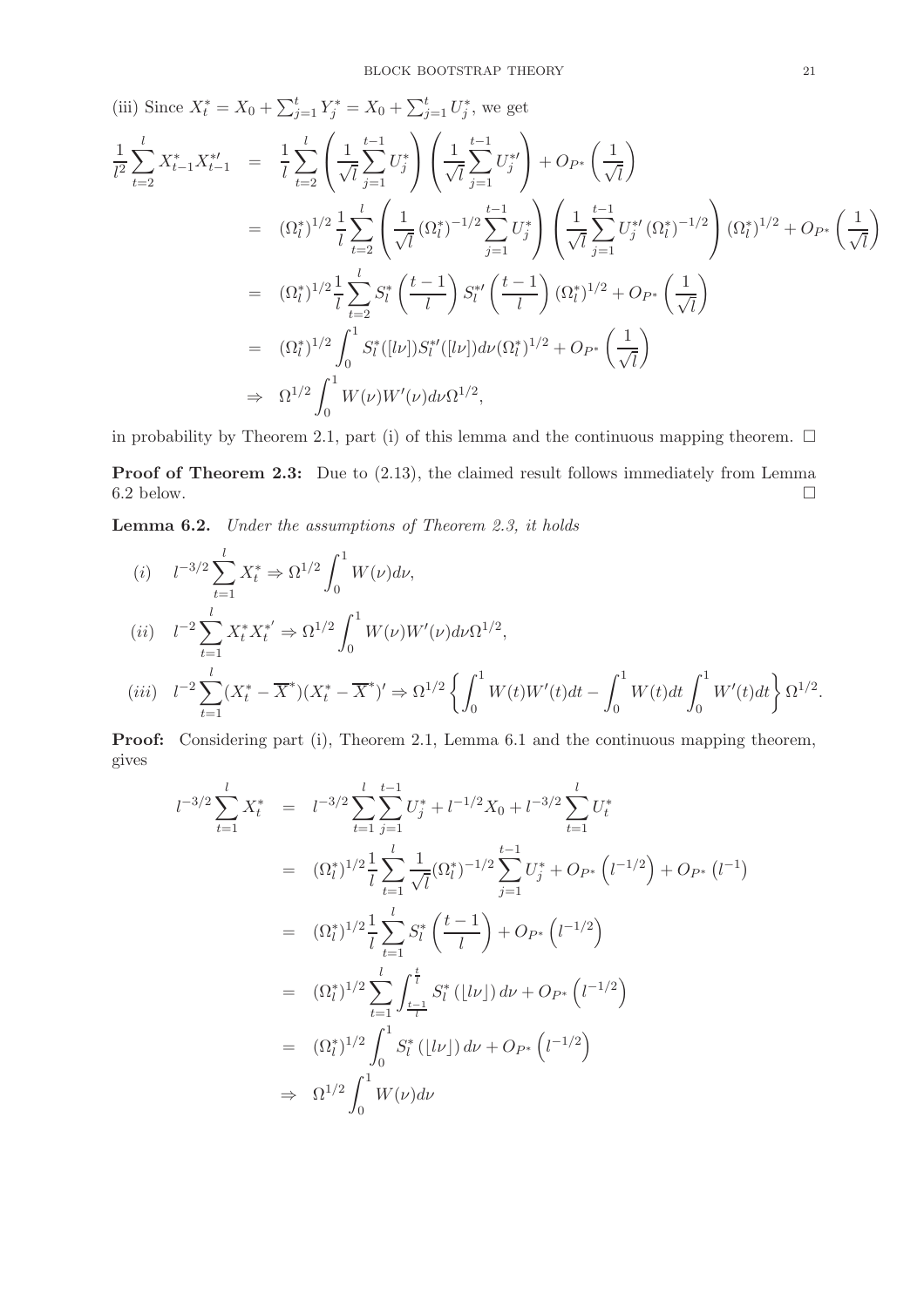(iii) Since $X_t^* = X_0 + \sum_{j=1}^t Y_j^* = X_0 + \sum_{j=1}^t U_j^*$, we get

$$
\begin{aligned}
\frac{1}{l^2}\sum_{t=2}^{l} X_{t-1}^* X_{t-1}^{*\prime} &= \frac{1}{l}\sum_{t=2}^{l}\left(\frac{1}{\sqrt{l}}\sum_{j=1}^{t-1} U_j^*\right)\left(\frac{1}{\sqrt{l}}\sum_{j=1}^{t-1} U_j^{*\prime}\right) + O_{P^*}\left(\frac{1}{\sqrt{l}}\right) \\
&= (\Omega_l^*)^{1/2}\,\frac{1}{l}\sum_{t=2}^{l}\left(\frac{1}{\sqrt{l}}\,(\Omega_l^*)^{-1/2}\sum_{j=1}^{t-1} U_j^*\right)\left(\frac{1}{\sqrt{l}}\sum_{j=1}^{t-1} U_j^{*\prime}\,(\Omega_l^*)^{-1/2}\right)(\Omega_l^*)^{1/2} + O_{P^*}\left(\frac{1}{\sqrt{l}}\right) \\
&= (\Omega_l^*)^{1/2}\frac{1}{l}\sum_{t=2}^{l} S_l^*\left(\frac{t-1}{l}\right) S_l^{*\prime}\left(\frac{t-1}{l}\right)(\Omega_l^*)^{1/2} + O_{P^*}\left(\frac{1}{\sqrt{l}}\right) \\
&= (\Omega_l^*)^{1/2}\int_0^1 S_l^*([l\nu])S_l^{*\prime}([l\nu])d\nu(\Omega_l^*)^{1/2} + O_{P^*}\left(\frac{1}{\sqrt{l}}\right) \\
&\Rightarrow \Omega^{1/2}\int_0^1 W(\nu)W'(\nu)d\nu\,\Omega^{1/2},
\end{aligned}
$$

in probability by Theorem 2.1, part (i) of this lemma and the continuous mapping theorem. $\square$

**Proof of Theorem 2.3:** Due to (2.13), the claimed result follows immediately from Lemma 6.2 below. $\square$

**Lemma 6.2.** *Under the assumptions of Theorem 2.3, it holds*

$$
\begin{aligned}
&(i) \quad l^{-3/2}\sum_{t=1}^{l} X_t^* \Rightarrow \Omega^{1/2}\int_0^1 W(\nu)d\nu, \\
&(ii) \quad l^{-2}\sum_{t=1}^{l} X_t^* X_t^{*'} \Rightarrow \Omega^{1/2}\int_0^1 W(\nu)W'(\nu)d\nu\Omega^{1/2}, \\
&(iii) \quad l^{-2}\sum_{t=1}^{l}(X_t^* - \overline{X}^*)(X_t^* - \overline{X}^*)' \Rightarrow \Omega^{1/2}\left\{\int_0^1 W(t)W'(t)dt - \int_0^1 W(t)dt\int_0^1 W'(t)dt\right\}\Omega^{1/2}.
\end{aligned}
$$

**Proof:** Considering part (i), Theorem 2.1, Lemma 6.1 and the continuous mapping theorem, gives

$$
\begin{aligned}
l^{-3/2}\sum_{t=1}^{l} X_t^* &= l^{-3/2}\sum_{t=1}^{l}\sum_{j=1}^{t-1} U_j^* + l^{-1/2}X_0 + l^{-3/2}\sum_{t=1}^{l} U_t^* \\
&= (\Omega_l^*)^{1/2}\frac{1}{l}\sum_{t=1}^{l}\frac{1}{\sqrt{l}}(\Omega_l^*)^{-1/2}\sum_{j=1}^{t-1} U_j^* + O_{P^*}\left(l^{-1/2}\right) + O_{P^*}\left(l^{-1}\right) \\
&= (\Omega_l^*)^{1/2}\frac{1}{l}\sum_{t=1}^{l} S_l^*\left(\frac{t-1}{l}\right) + O_{P^*}\left(l^{-1/2}\right) \\
&= (\Omega_l^*)^{1/2}\sum_{t=1}^{l}\int_{\frac{t-1}{l}}^{\frac{t}{l}} S_l^*\left(\lfloor l\nu\rfloor\right)d\nu + O_{P^*}\left(l^{-1/2}\right) \\
&= (\Omega_l^*)^{1/2}\int_0^1 S_l^*\left(\lfloor l\nu\rfloor\right)d\nu + O_{P^*}\left(l^{-1/2}\right) \\
&\Rightarrow \Omega^{1/2}\int_0^1 W(\nu)d\nu
\end{aligned}
$$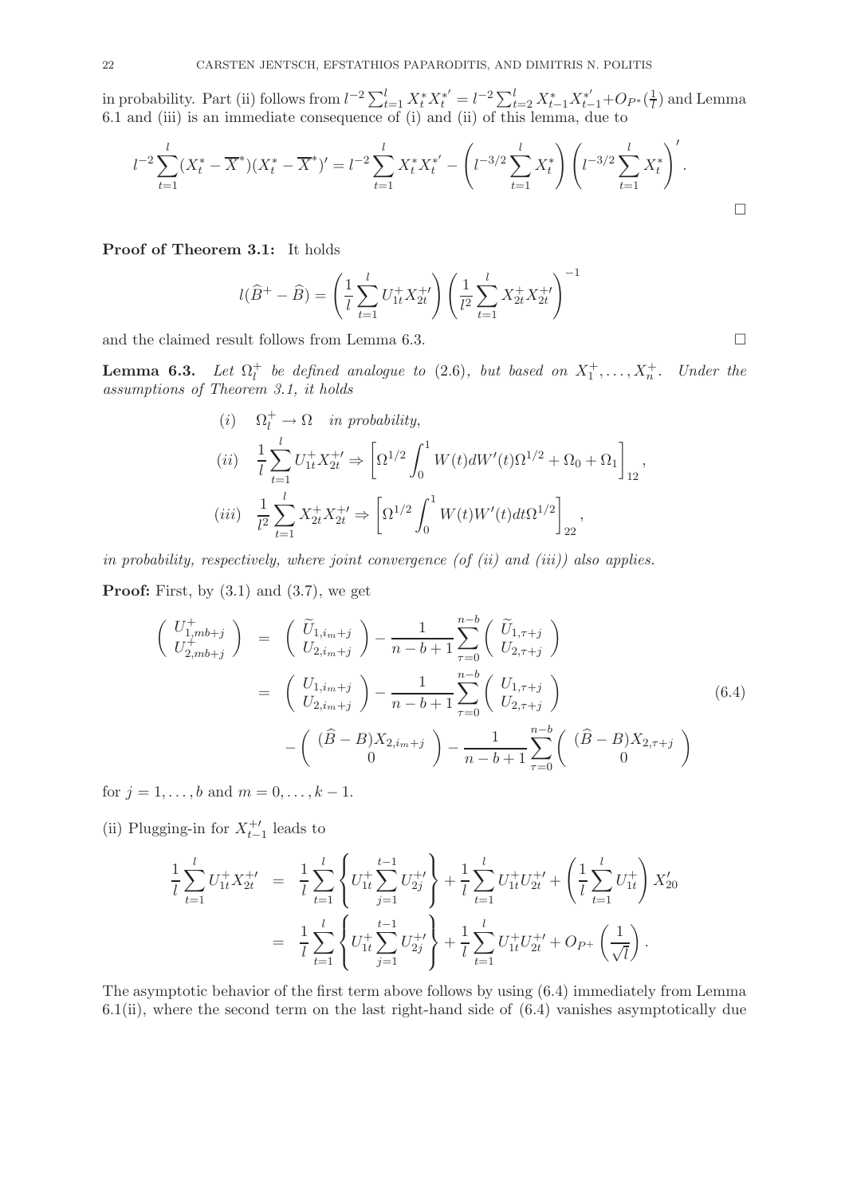in probability. Part (ii) follows from $l^{-2}\sum_{t=1}^{l} X_t^* X_t^{*'} = l^{-2}\sum_{t=2}^{l} X_{t-1}^* X_{t-1}^{*'} + O_{P^*}(\frac{1}{l})$ and Lemma 6.1 and (iii) is an immediate consequence of (i) and (ii) of this lemma, due to

$$l^{-2}\sum_{t=1}^{l}(X_t^* - \overline{X}^*)(X_t^* - \overline{X}^*)' = l^{-2}\sum_{t=1}^{l} X_t^* X_t^{*'} - \left(l^{-3/2}\sum_{t=1}^{l} X_t^*\right)\left(l^{-3/2}\sum_{t=1}^{l} X_t^*\right)'.$$

□

**Proof of Theorem 3.1:** It holds

$$l(\widehat{B}^+ - \widehat{B}) = \left(\frac{1}{l}\sum_{t=1}^{l} U_{1t}^+ X_{2t}^{+'}\right)\left(\frac{1}{l^2}\sum_{t=1}^{l} X_{2t}^+ X_{2t}^{+'}\right)^{-1}$$

and the claimed result follows from Lemma 6.3. □

**Lemma 6.3.** *Let $\Omega_l^+$ be defined analogue to (2.6), but based on $X_1^+, \ldots, X_n^+$. Under the assumptions of Theorem 3.1, it holds*

$$\begin{aligned}
&(i) \quad \Omega_l^+ \to \Omega \quad \text{in probability,} \\
&(ii) \quad \frac{1}{l}\sum_{t=1}^{l} U_{1t}^+ X_{2t}^{+'} \Rightarrow \left[\Omega^{1/2}\int_0^1 W(t)dW'(t)\Omega^{1/2} + \Omega_0 + \Omega_1\right]_{12}, \\
&(iii) \quad \frac{1}{l^2}\sum_{t=1}^{l} X_{2t}^+ X_{2t}^{+'} \Rightarrow \left[\Omega^{1/2}\int_0^1 W(t)W'(t)dt\Omega^{1/2}\right]_{22},
\end{aligned}$$

*in probability, respectively, where joint convergence (of (ii) and (iii)) also applies.*

**Proof:** First, by (3.1) and (3.7), we get

$$\begin{aligned}
\begin{pmatrix} U_{1,mb+j}^+ \\ U_{2,mb+j}^+ \end{pmatrix} &= \begin{pmatrix} \widetilde{U}_{1,i_m+j} \\ U_{2,i_m+j} \end{pmatrix} - \frac{1}{n-b+1}\sum_{\tau=0}^{n-b}\begin{pmatrix} \widetilde{U}_{1,\tau+j} \\ U_{2,\tau+j} \end{pmatrix} \\
&= \begin{pmatrix} U_{1,i_m+j} \\ U_{2,i_m+j} \end{pmatrix} - \frac{1}{n-b+1}\sum_{\tau=0}^{n-b}\begin{pmatrix} U_{1,\tau+j} \\ U_{2,\tau+j} \end{pmatrix} \qquad (6.4) \\
&\quad - \begin{pmatrix} (\widehat{B}-B)X_{2,i_m+j} \\ 0 \end{pmatrix} - \frac{1}{n-b+1}\sum_{\tau=0}^{n-b}\begin{pmatrix} (\widehat{B}-B)X_{2,\tau+j} \\ 0 \end{pmatrix}
\end{aligned}$$

for $j = 1, \ldots, b$ and $m = 0, \ldots, k-1$.

(ii) Plugging-in for $X_{t-1}^{+'}$ leads to

$$\begin{aligned}
\frac{1}{l}\sum_{t=1}^{l} U_{1t}^+ X_{2t}^{+'} &= \frac{1}{l}\sum_{t=1}^{l}\left\{U_{1t}^+\sum_{j=1}^{t-1} U_{2j}^{+'}\right\} + \frac{1}{l}\sum_{t=1}^{l} U_{1t}^+ U_{2t}^{+'} + \left(\frac{1}{l}\sum_{t=1}^{l} U_{1t}^+\right) X_{20}' \\
&= \frac{1}{l}\sum_{t=1}^{l}\left\{U_{1t}^+\sum_{j=1}^{t-1} U_{2j}^{+'}\right\} + \frac{1}{l}\sum_{t=1}^{l} U_{1t}^+ U_{2t}^{+'} + O_{P^+}\left(\frac{1}{\sqrt{l}}\right).
\end{aligned}$$

The asymptotic behavior of the first term above follows by using (6.4) immediately from Lemma 6.1(ii), where the second term on the last right-hand side of (6.4) vanishes asymptotically due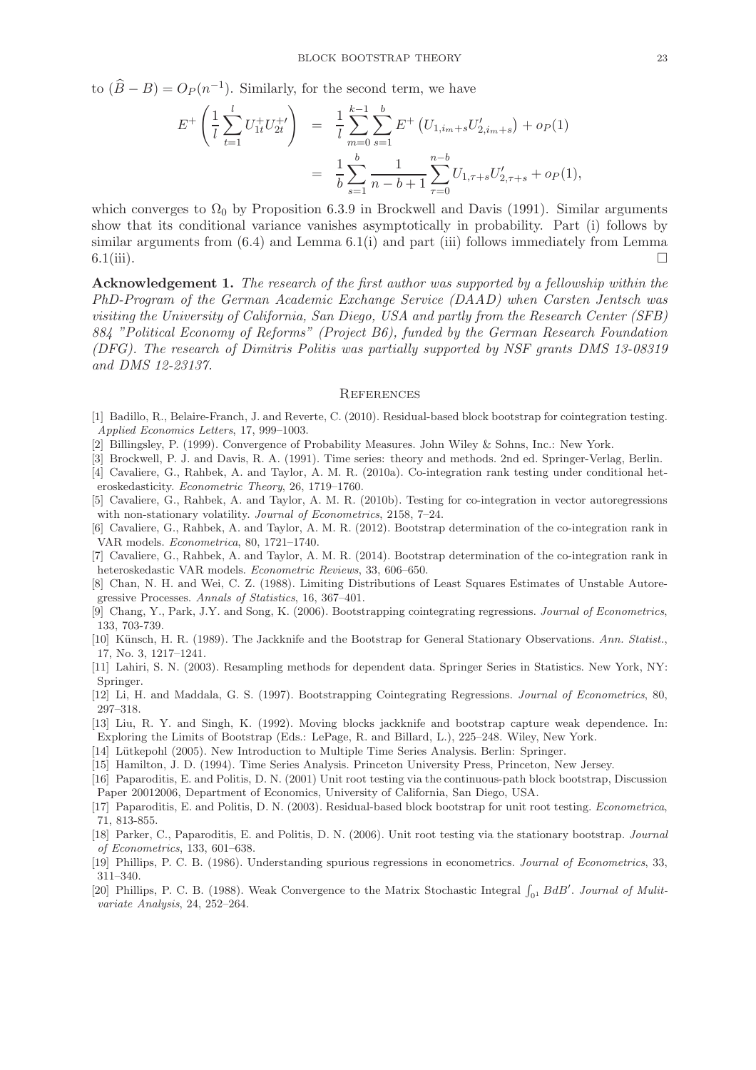to $(\widehat{B} - B) = O_P(n^{-1})$. Similarly, for the second term, we have

$$
\begin{aligned}
E^+\left(\frac{1}{l}\sum_{t=1}^{l} U_{1t}^{+} U_{2t}^{+\prime}\right) &= \frac{1}{l}\sum_{m=0}^{k-1}\sum_{s=1}^{b} E^+\left(U_{1,i_m+s}U_{2,i_m+s}'\right) + o_P(1) \\
&= \frac{1}{b}\sum_{s=1}^{b}\frac{1}{n-b+1}\sum_{\tau=0}^{n-b} U_{1,\tau+s}U_{2,\tau+s}' + o_P(1),
\end{aligned}
$$

which converges to $\Omega_0$ by Proposition 6.3.9 in Brockwell and Davis (1991). Similar arguments show that its conditional variance vanishes asymptotically in probability. Part (i) follows by similar arguments from (6.4) and Lemma 6.1(i) and part (iii) follows immediately from Lemma 6.1(iii). □

**Acknowledgement 1.** *The research of the first author was supported by a fellowship within the PhD-Program of the German Academic Exchange Service (DAAD) when Carsten Jentsch was visiting the University of California, San Diego, USA and partly from the Research Center (SFB) 884 "Political Economy of Reforms" (Project B6), funded by the German Research Foundation (DFG). The research of Dimitris Politis was partially supported by NSF grants DMS 13-08319 and DMS 12-23137.*

## References

[1] Badillo, R., Belaire-Franch, J. and Reverte, C. (2010). Residual-based block bootstrap for cointegration testing. *Applied Economics Letters*, 17, 999–1003.

[2] Billingsley, P. (1999). Convergence of Probability Measures. John Wiley & Sohns, Inc.: New York.

[3] Brockwell, P. J. and Davis, R. A. (1991). Time series: theory and methods. 2nd ed. Springer-Verlag, Berlin.

[4] Cavaliere, G., Rahbek, A. and Taylor, A. M. R. (2010a). Co-integration rank testing under conditional heteroskedasticity. *Econometric Theory*, 26, 1719–1760.

[5] Cavaliere, G., Rahbek, A. and Taylor, A. M. R. (2010b). Testing for co-integration in vector autoregressions with non-stationary volatility. *Journal of Econometrics*, 2158, 7–24.

[6] Cavaliere, G., Rahbek, A. and Taylor, A. M. R. (2012). Bootstrap determination of the co-integration rank in VAR models. *Econometrica*, 80, 1721–1740.

[7] Cavaliere, G., Rahbek, A. and Taylor, A. M. R. (2014). Bootstrap determination of the co-integration rank in heteroskedastic VAR models. *Econometric Reviews*, 33, 606–650.

[8] Chan, N. H. and Wei, C. Z. (1988). Limiting Distributions of Least Squares Estimates of Unstable Autoregressive Processes. *Annals of Statistics*, 16, 367–401.

[9] Chang, Y., Park, J.Y. and Song, K. (2006). Bootstrapping cointegrating regressions. *Journal of Econometrics*, 133, 703-739.

[10] Künsch, H. R. (1989). The Jackknife and the Bootstrap for General Stationary Observations. *Ann. Statist.*, 17, No. 3, 1217–1241.

[11] Lahiri, S. N. (2003). Resampling methods for dependent data. Springer Series in Statistics. New York, NY: Springer.

[12] Li, H. and Maddala, G. S. (1997). Bootstrapping Cointegrating Regressions. *Journal of Econometrics*, 80, 297–318.

[13] Liu, R. Y. and Singh, K. (1992). Moving blocks jackknife and bootstrap capture weak dependence. In: Exploring the Limits of Bootstrap (Eds.: LePage, R. and Billard, L.), 225–248. Wiley, New York.

[14] Lütkepohl (2005). New Introduction to Multiple Time Series Analysis. Berlin: Springer.

[15] Hamilton, J. D. (1994). Time Series Analysis. Princeton University Press, Princeton, New Jersey.

[16] Paparoditis, E. and Politis, D. N. (2001) Unit root testing via the continuous-path block bootstrap, Discussion Paper 20012006, Department of Economics, University of California, San Diego, USA.

[17] Paparoditis, E. and Politis, D. N. (2003). Residual-based block bootstrap for unit root testing. *Econometrica*, 71, 813-855.

[18] Parker, C., Paparoditis, E. and Politis, D. N. (2006). Unit root testing via the stationary bootstrap. *Journal of Econometrics*, 133, 601–638.

[19] Phillips, P. C. B. (1986). Understanding spurious regressions in econometrics. *Journal of Econometrics*, 33, 311–340.

[20] Phillips, P. C. B. (1988). Weak Convergence to the Matrix Stochastic Integral $\int_{0^1} BdB'$. *Journal of Mulitvariate Analysis*, 24, 252–264.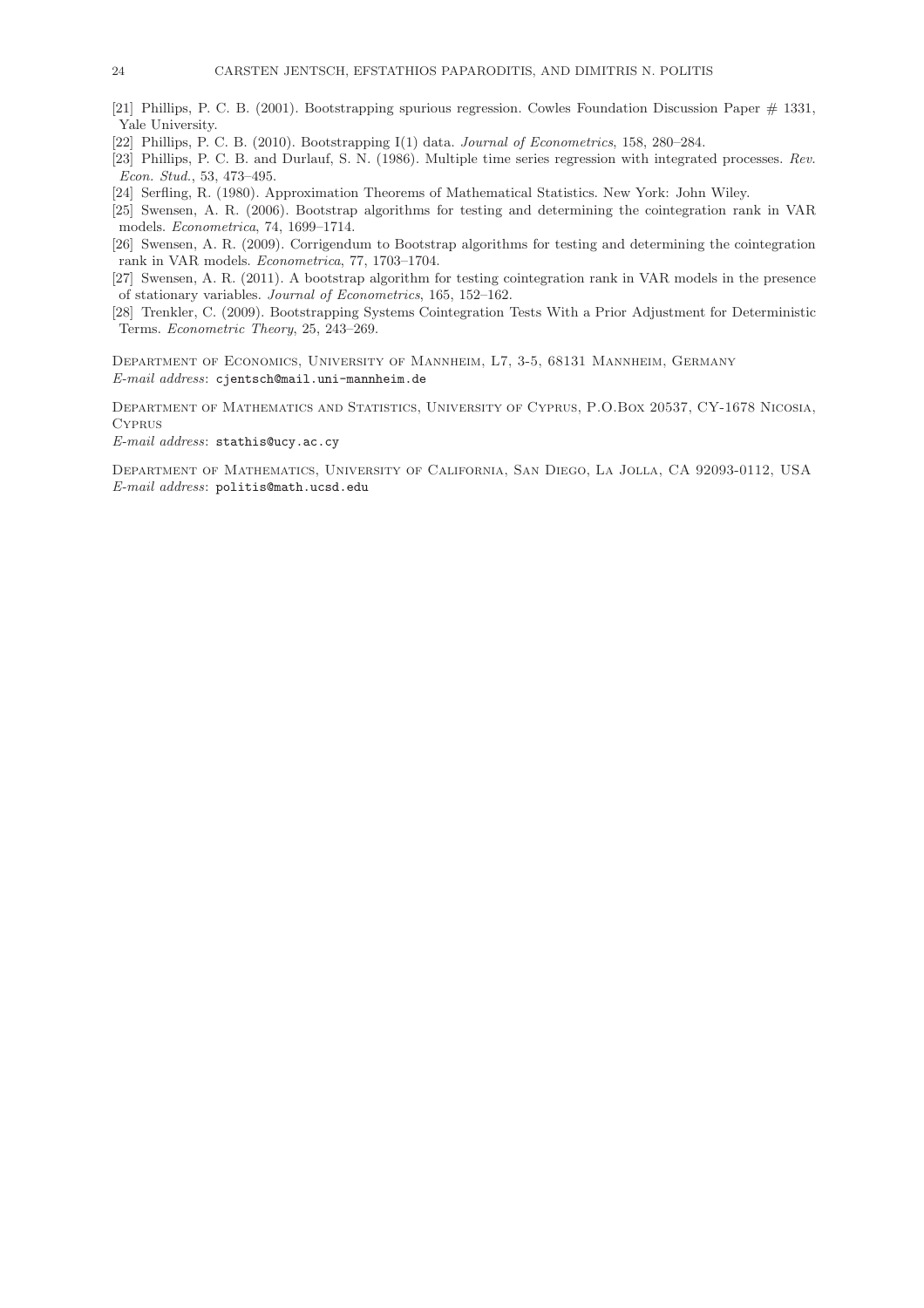[21] Phillips, P. C. B. (2001). Bootstrapping spurious regression. Cowles Foundation Discussion Paper # 1331, Yale University.

[22] Phillips, P. C. B. (2010). Bootstrapping I(1) data. *Journal of Econometrics*, 158, 280–284.

[23] Phillips, P. C. B. and Durlauf, S. N. (1986). Multiple time series regression with integrated processes. *Rev. Econ. Stud.*, 53, 473–495.

[24] Serfling, R. (1980). Approximation Theorems of Mathematical Statistics. New York: John Wiley.

[25] Swensen, A. R. (2006). Bootstrap algorithms for testing and determining the cointegration rank in VAR models. *Econometrica*, 74, 1699–1714.

[26] Swensen, A. R. (2009). Corrigendum to Bootstrap algorithms for testing and determining the cointegration rank in VAR models. *Econometrica*, 77, 1703–1704.

[27] Swensen, A. R. (2011). A bootstrap algorithm for testing cointegration rank in VAR models in the presence of stationary variables. *Journal of Econometrics*, 165, 152–162.

[28] Trenkler, C. (2009). Bootstrapping Systems Cointegration Tests With a Prior Adjustment for Deterministic Terms. *Econometric Theory*, 25, 243–269.

Department of Economics, University of Mannheim, L7, 3-5, 68131 Mannheim, Germany
*E-mail address*: cjentsch@mail.uni-mannheim.de

Department of Mathematics and Statistics, University of Cyprus, P.O.Box 20537, CY-1678 Nicosia, Cyprus
*E-mail address*: stathis@ucy.ac.cy

Department of Mathematics, University of California, San Diego, La Jolla, CA 92093-0112, USA
*E-mail address*: politis@math.ucsd.edu